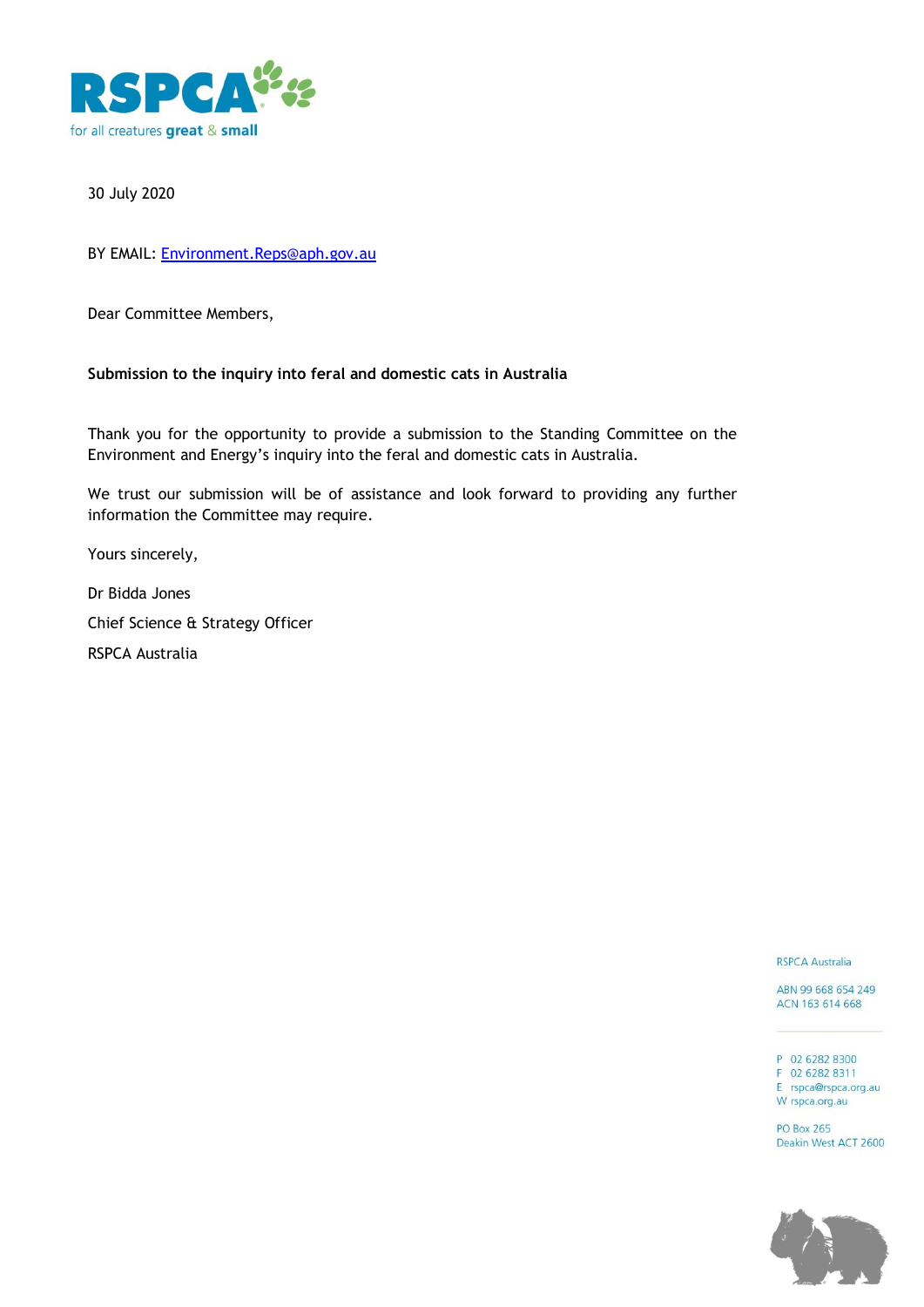RSPCA
for all creatures great & small

30 July 2020

BY EMAIL: Environment.Reps@aph.gov.au

Dear Committee Members,

**Submission to the inquiry into feral and domestic cats in Australia**

Thank you for the opportunity to provide a submission to the Standing Committee on the Environment and Energy's inquiry into the feral and domestic cats in Australia.

We trust our submission will be of assistance and look forward to providing any further information the Committee may require.

Yours sincerely,

Dr Bidda Jones

Chief Science & Strategy Officer

RSPCA Australia

RSPCA Australia

ABN 99 668 654 249
ACN 163 614 668

P 02 6282 8300
F 02 6282 8311
E rspca@rspca.org.au
W rspca.org.au

PO Box 265
Deakin West ACT 2600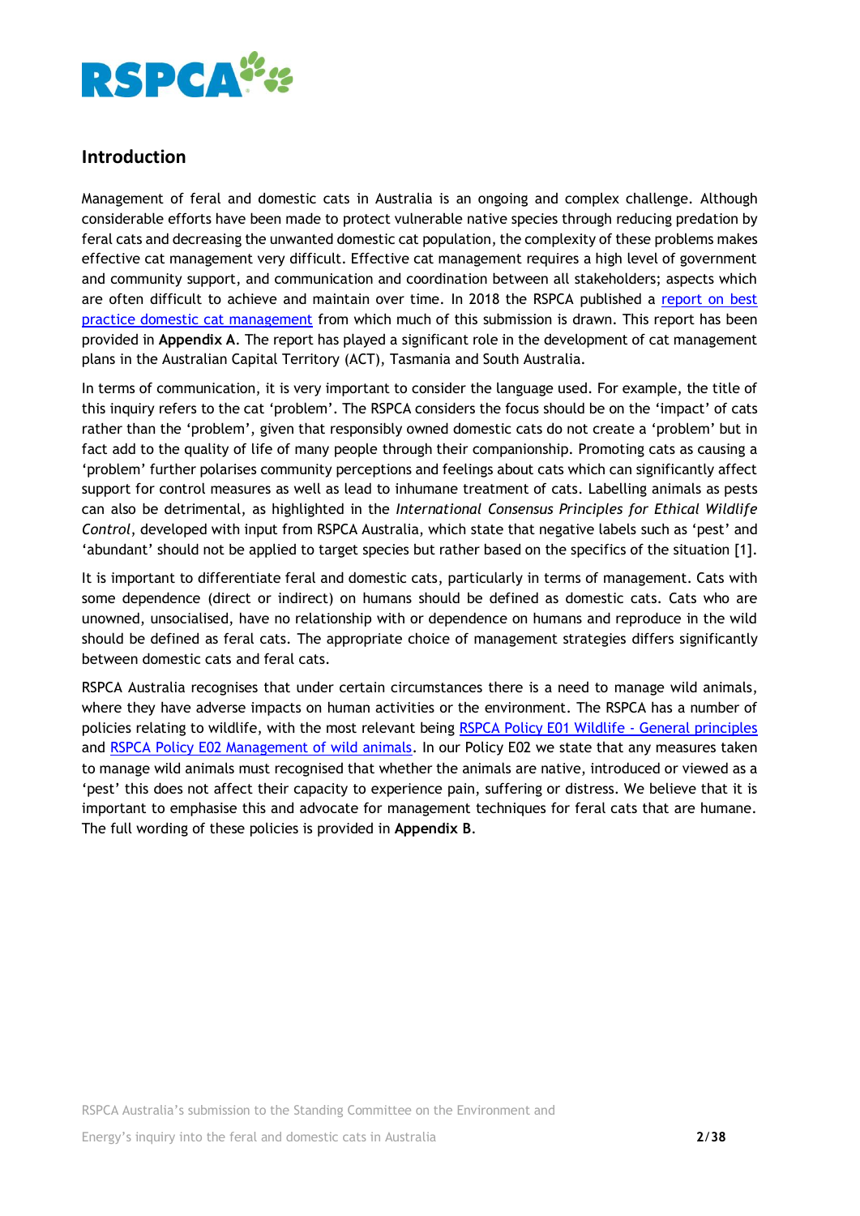## Introduction

Management of feral and domestic cats in Australia is an ongoing and complex challenge. Although considerable efforts have been made to protect vulnerable native species through reducing predation by feral cats and decreasing the unwanted domestic cat population, the complexity of these problems makes effective cat management very difficult. Effective cat management requires a high level of government and community support, and communication and coordination between all stakeholders; aspects which are often difficult to achieve and maintain over time. In 2018 the RSPCA published a report on best practice domestic cat management from which much of this submission is drawn. This report has been provided in **Appendix A**. The report has played a significant role in the development of cat management plans in the Australian Capital Territory (ACT), Tasmania and South Australia.

In terms of communication, it is very important to consider the language used. For example, the title of this inquiry refers to the cat 'problem'. The RSPCA considers the focus should be on the 'impact' of cats rather than the 'problem', given that responsibly owned domestic cats do not create a 'problem' but in fact add to the quality of life of many people through their companionship. Promoting cats as causing a 'problem' further polarises community perceptions and feelings about cats which can significantly affect support for control measures as well as lead to inhumane treatment of cats. Labelling animals as pests can also be detrimental, as highlighted in the *International Consensus Principles for Ethical Wildlife Control*, developed with input from RSPCA Australia, which state that negative labels such as 'pest' and 'abundant' should not be applied to target species but rather based on the specifics of the situation [1].

It is important to differentiate feral and domestic cats, particularly in terms of management. Cats with some dependence (direct or indirect) on humans should be defined as domestic cats. Cats who are unowned, unsocialised, have no relationship with or dependence on humans and reproduce in the wild should be defined as feral cats. The appropriate choice of management strategies differs significantly between domestic cats and feral cats.

RSPCA Australia recognises that under certain circumstances there is a need to manage wild animals, where they have adverse impacts on human activities or the environment. The RSPCA has a number of policies relating to wildlife, with the most relevant being RSPCA Policy E01 Wildlife - General principles and RSPCA Policy E02 Management of wild animals. In our Policy E02 we state that any measures taken to manage wild animals must recognised that whether the animals are native, introduced or viewed as a 'pest' this does not affect their capacity to experience pain, suffering or distress. We believe that it is important to emphasise this and advocate for management techniques for feral cats that are humane. The full wording of these policies is provided in **Appendix B**.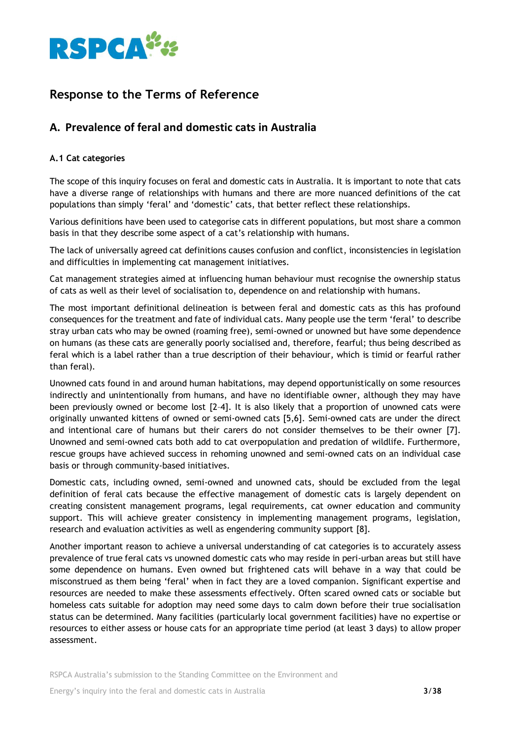## Response to the Terms of Reference

### A. Prevalence of feral and domestic cats in Australia

#### A.1 Cat categories

The scope of this inquiry focuses on feral and domestic cats in Australia. It is important to note that cats have a diverse range of relationships with humans and there are more nuanced definitions of the cat populations than simply 'feral' and 'domestic' cats, that better reflect these relationships.

Various definitions have been used to categorise cats in different populations, but most share a common basis in that they describe some aspect of a cat's relationship with humans.

The lack of universally agreed cat definitions causes confusion and conflict, inconsistencies in legislation and difficulties in implementing cat management initiatives.

Cat management strategies aimed at influencing human behaviour must recognise the ownership status of cats as well as their level of socialisation to, dependence on and relationship with humans.

The most important definitional delineation is between feral and domestic cats as this has profound consequences for the treatment and fate of individual cats. Many people use the term 'feral' to describe stray urban cats who may be owned (roaming free), semi-owned or unowned but have some dependence on humans (as these cats are generally poorly socialised and, therefore, fearful; thus being described as feral which is a label rather than a true description of their behaviour, which is timid or fearful rather than feral).

Unowned cats found in and around human habitations, may depend opportunistically on some resources indirectly and unintentionally from humans, and have no identifiable owner, although they may have been previously owned or become lost [2–4]. It is also likely that a proportion of unowned cats were originally unwanted kittens of owned or semi-owned cats [5,6]. Semi-owned cats are under the direct and intentional care of humans but their carers do not consider themselves to be their owner [7]. Unowned and semi-owned cats both add to cat overpopulation and predation of wildlife. Furthermore, rescue groups have achieved success in rehoming unowned and semi-owned cats on an individual case basis or through community-based initiatives.

Domestic cats, including owned, semi-owned and unowned cats, should be excluded from the legal definition of feral cats because the effective management of domestic cats is largely dependent on creating consistent management programs, legal requirements, cat owner education and community support. This will achieve greater consistency in implementing management programs, legislation, research and evaluation activities as well as engendering community support [8].

Another important reason to achieve a universal understanding of cat categories is to accurately assess prevalence of true feral cats vs unowned domestic cats who may reside in peri-urban areas but still have some dependence on humans. Even owned but frightened cats will behave in a way that could be misconstrued as them being 'feral' when in fact they are a loved companion. Significant expertise and resources are needed to make these assessments effectively. Often scared owned cats or sociable but homeless cats suitable for adoption may need some days to calm down before their true socialisation status can be determined. Many facilities (particularly local government facilities) have no expertise or resources to either assess or house cats for an appropriate time period (at least 3 days) to allow proper assessment.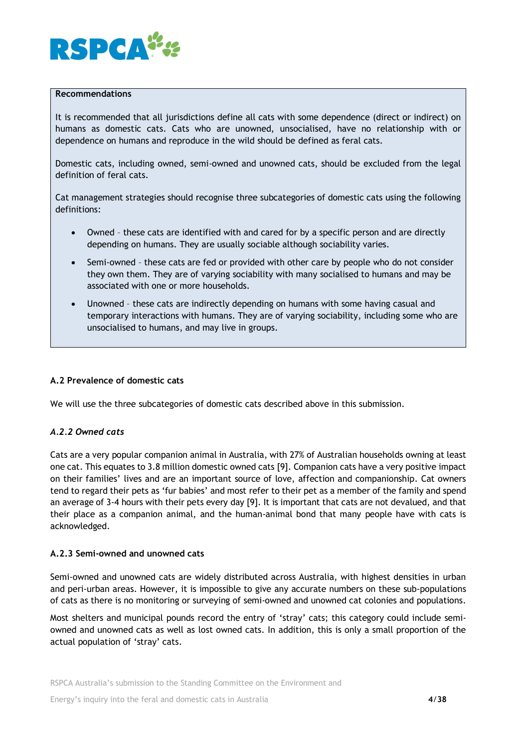**Recommendations**

It is recommended that all jurisdictions define all cats with some dependence (direct or indirect) on humans as domestic cats. Cats who are unowned, unsocialised, have no relationship with or dependence on humans and reproduce in the wild should be defined as feral cats.

Domestic cats, including owned, semi-owned and unowned cats, should be excluded from the legal definition of feral cats.

Cat management strategies should recognise three subcategories of domestic cats using the following definitions:

- Owned – these cats are identified with and cared for by a specific person and are directly depending on humans. They are usually sociable although sociability varies.
- Semi-owned – these cats are fed or provided with other care by people who do not consider they own them. They are of varying sociability with many socialised to humans and may be associated with one or more households.
- Unowned – these cats are indirectly depending on humans with some having casual and temporary interactions with humans. They are of varying sociability, including some who are unsocialised to humans, and may live in groups.

### A.2 Prevalence of domestic cats

We will use the three subcategories of domestic cats described above in this submission.

#### *A.2.2 Owned cats*

Cats are a very popular companion animal in Australia, with 27% of Australian households owning at least one cat. This equates to 3.8 million domestic owned cats [9]. Companion cats have a very positive impact on their families' lives and are an important source of love, affection and companionship. Cat owners tend to regard their pets as 'fur babies' and most refer to their pet as a member of the family and spend an average of 3-4 hours with their pets every day [9]. It is important that cats are not devalued, and that their place as a companion animal, and the human-animal bond that many people have with cats is acknowledged.

#### A.2.3 Semi-owned and unowned cats

Semi-owned and unowned cats are widely distributed across Australia, with highest densities in urban and peri-urban areas. However, it is impossible to give any accurate numbers on these sub-populations of cats as there is no monitoring or surveying of semi-owned and unowned cat colonies and populations.

Most shelters and municipal pounds record the entry of 'stray' cats; this category could include semi-owned and unowned cats as well as lost owned cats. In addition, this is only a small proportion of the actual population of 'stray' cats.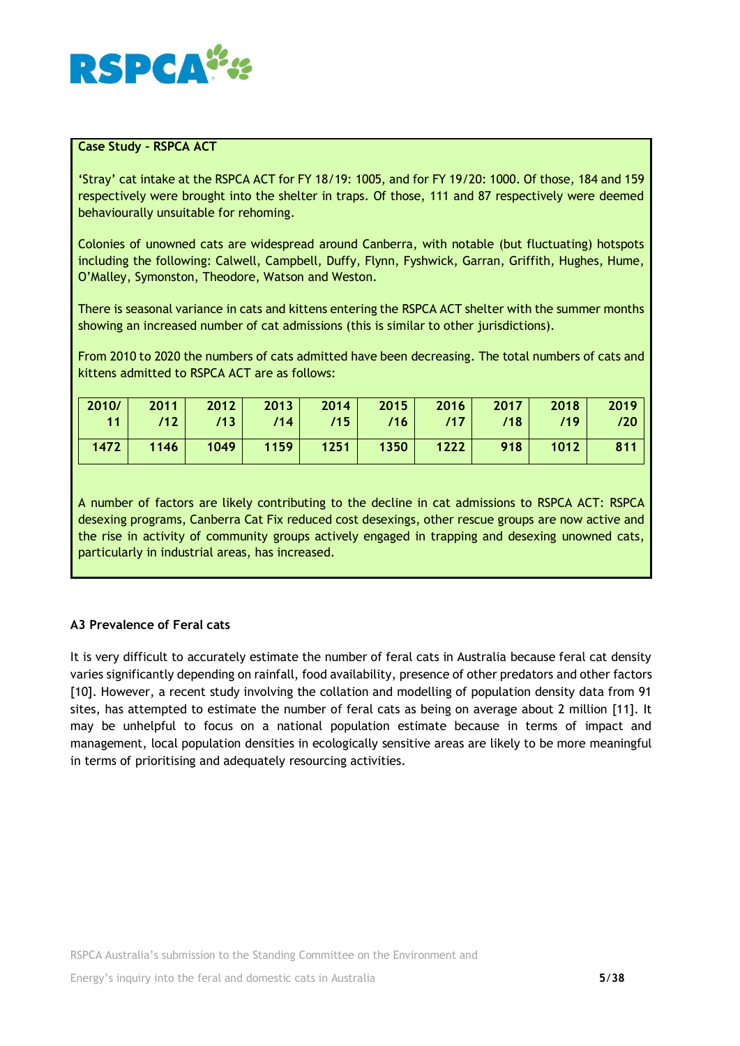**Case Study – RSPCA ACT**

'Stray' cat intake at the RSPCA ACT for FY 18/19: 1005, and for FY 19/20: 1000. Of those, 184 and 159 respectively were brought into the shelter in traps. Of those, 111 and 87 respectively were deemed behaviourally unsuitable for rehoming.

Colonies of unowned cats are widespread around Canberra, with notable (but fluctuating) hotspots including the following: Calwell, Campbell, Duffy, Flynn, Fyshwick, Garran, Griffith, Hughes, Hume, O'Malley, Symonston, Theodore, Watson and Weston.

There is seasonal variance in cats and kittens entering the RSPCA ACT shelter with the summer months showing an increased number of cat admissions (this is similar to other jurisdictions).

From 2010 to 2020 the numbers of cats admitted have been decreasing. The total numbers of cats and kittens admitted to RSPCA ACT are as follows:

| 2010/11 | 2011/12 | 2012/13 | 2013/14 | 2014/15 | 2015/16 | 2016/17 | 2017/18 | 2018/19 | 2019/20 |
|---|---|---|---|---|---|---|---|---|---|
| 1472 | 1146 | 1049 | 1159 | 1251 | 1350 | 1222 | 918 | 1012 | 811 |

A number of factors are likely contributing to the decline in cat admissions to RSPCA ACT: RSPCA desexing programs, Canberra Cat Fix reduced cost desexings, other rescue groups are now active and the rise in activity of community groups actively engaged in trapping and desexing unowned cats, particularly in industrial areas, has increased.

### A3 Prevalence of Feral cats

It is very difficult to accurately estimate the number of feral cats in Australia because feral cat density varies significantly depending on rainfall, food availability, presence of other predators and other factors [10]. However, a recent study involving the collation and modelling of population density data from 91 sites, has attempted to estimate the number of feral cats as being on average about 2 million [11]. It may be unhelpful to focus on a national population estimate because in terms of impact and management, local population densities in ecologically sensitive areas are likely to be more meaningful in terms of prioritising and adequately resourcing activities.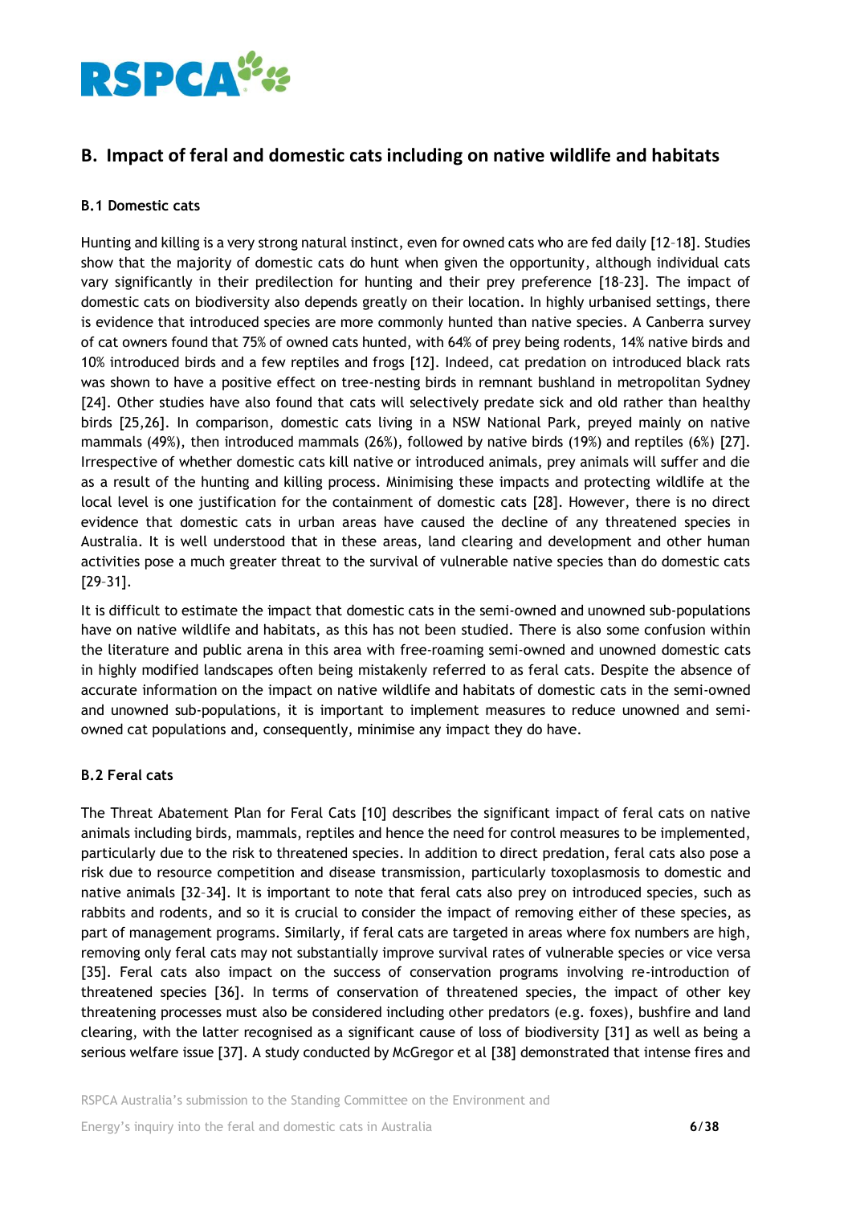## B. Impact of feral and domestic cats including on native wildlife and habitats

### B.1 Domestic cats

Hunting and killing is a very strong natural instinct, even for owned cats who are fed daily [12–18]. Studies show that the majority of domestic cats do hunt when given the opportunity, although individual cats vary significantly in their predilection for hunting and their prey preference [18–23]. The impact of domestic cats on biodiversity also depends greatly on their location. In highly urbanised settings, there is evidence that introduced species are more commonly hunted than native species. A Canberra survey of cat owners found that 75% of owned cats hunted, with 64% of prey being rodents, 14% native birds and 10% introduced birds and a few reptiles and frogs [12]. Indeed, cat predation on introduced black rats was shown to have a positive effect on tree-nesting birds in remnant bushland in metropolitan Sydney [24]. Other studies have also found that cats will selectively predate sick and old rather than healthy birds [25,26]. In comparison, domestic cats living in a NSW National Park, preyed mainly on native mammals (49%), then introduced mammals (26%), followed by native birds (19%) and reptiles (6%) [27]. Irrespective of whether domestic cats kill native or introduced animals, prey animals will suffer and die as a result of the hunting and killing process. Minimising these impacts and protecting wildlife at the local level is one justification for the containment of domestic cats [28]. However, there is no direct evidence that domestic cats in urban areas have caused the decline of any threatened species in Australia. It is well understood that in these areas, land clearing and development and other human activities pose a much greater threat to the survival of vulnerable native species than do domestic cats [29–31].

It is difficult to estimate the impact that domestic cats in the semi-owned and unowned sub-populations have on native wildlife and habitats, as this has not been studied. There is also some confusion within the literature and public arena in this area with free-roaming semi-owned and unowned domestic cats in highly modified landscapes often being mistakenly referred to as feral cats. Despite the absence of accurate information on the impact on native wildlife and habitats of domestic cats in the semi-owned and unowned sub-populations, it is important to implement measures to reduce unowned and semi-owned cat populations and, consequently, minimise any impact they do have.

### B.2 Feral cats

The Threat Abatement Plan for Feral Cats [10] describes the significant impact of feral cats on native animals including birds, mammals, reptiles and hence the need for control measures to be implemented, particularly due to the risk to threatened species. In addition to direct predation, feral cats also pose a risk due to resource competition and disease transmission, particularly toxoplasmosis to domestic and native animals [32–34]. It is important to note that feral cats also prey on introduced species, such as rabbits and rodents, and so it is crucial to consider the impact of removing either of these species, as part of management programs. Similarly, if feral cats are targeted in areas where fox numbers are high, removing only feral cats may not substantially improve survival rates of vulnerable species or vice versa [35]. Feral cats also impact on the success of conservation programs involving re-introduction of threatened species [36]. In terms of conservation of threatened species, the impact of other key threatening processes must also be considered including other predators (e.g. foxes), bushfire and land clearing, with the latter recognised as a significant cause of loss of biodiversity [31] as well as being a serious welfare issue [37]. A study conducted by McGregor et al [38] demonstrated that intense fires and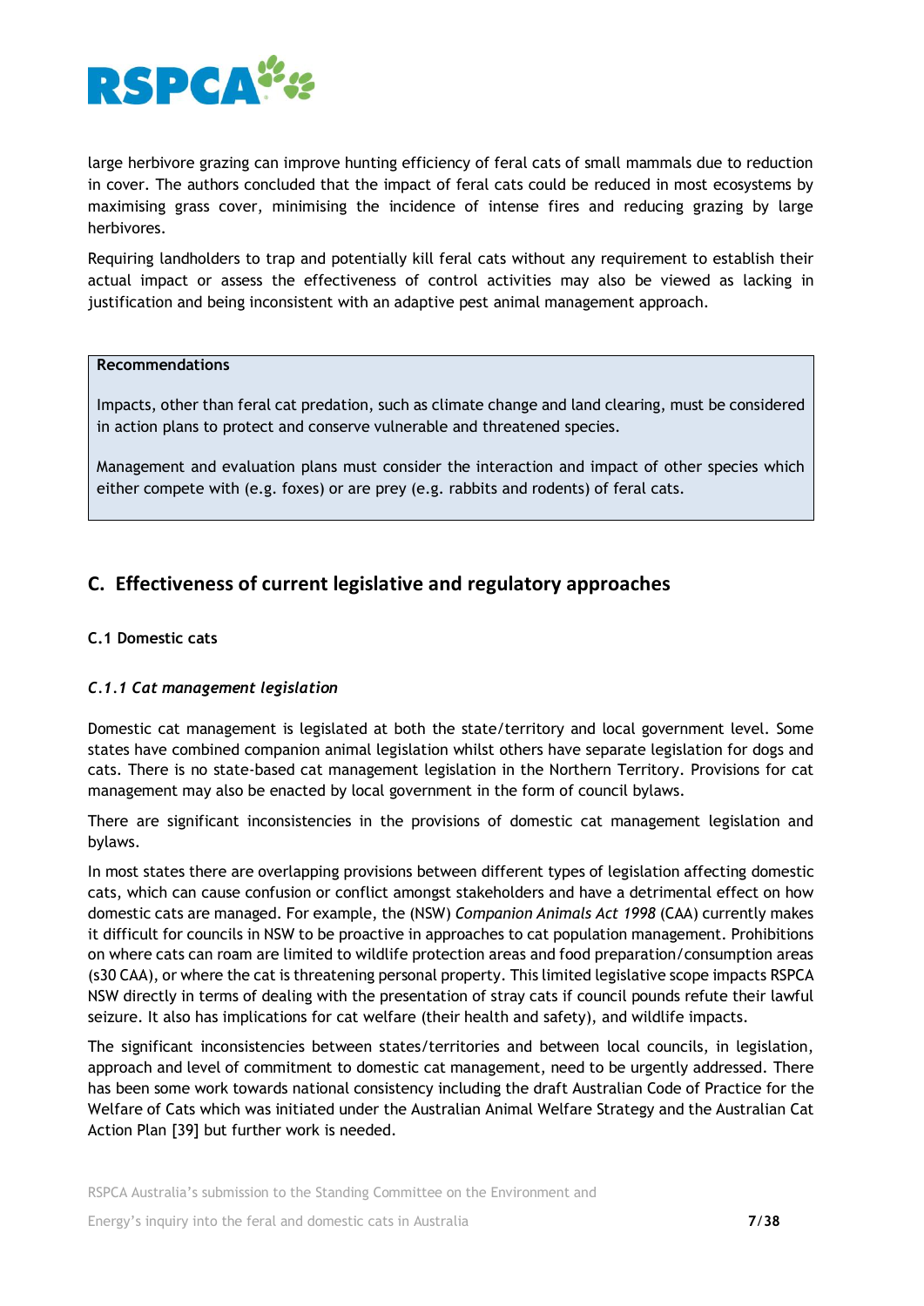large herbivore grazing can improve hunting efficiency of feral cats of small mammals due to reduction in cover. The authors concluded that the impact of feral cats could be reduced in most ecosystems by maximising grass cover, minimising the incidence of intense fires and reducing grazing by large herbivores.

Requiring landholders to trap and potentially kill feral cats without any requirement to establish their actual impact or assess the effectiveness of control activities may also be viewed as lacking in justification and being inconsistent with an adaptive pest animal management approach.

> **Recommendations**
>
> Impacts, other than feral cat predation, such as climate change and land clearing, must be considered in action plans to protect and conserve vulnerable and threatened species.
>
> Management and evaluation plans must consider the interaction and impact of other species which either compete with (e.g. foxes) or are prey (e.g. rabbits and rodents) of feral cats.

## C. Effectiveness of current legislative and regulatory approaches

### C.1 Domestic cats

#### *C.1.1 Cat management legislation*

Domestic cat management is legislated at both the state/territory and local government level. Some states have combined companion animal legislation whilst others have separate legislation for dogs and cats. There is no state-based cat management legislation in the Northern Territory. Provisions for cat management may also be enacted by local government in the form of council bylaws.

There are significant inconsistencies in the provisions of domestic cat management legislation and bylaws.

In most states there are overlapping provisions between different types of legislation affecting domestic cats, which can cause confusion or conflict amongst stakeholders and have a detrimental effect on how domestic cats are managed. For example, the (NSW) *Companion Animals Act 1998* (CAA) currently makes it difficult for councils in NSW to be proactive in approaches to cat population management. Prohibitions on where cats can roam are limited to wildlife protection areas and food preparation/consumption areas (s30 CAA), or where the cat is threatening personal property. This limited legislative scope impacts RSPCA NSW directly in terms of dealing with the presentation of stray cats if council pounds refute their lawful seizure. It also has implications for cat welfare (their health and safety), and wildlife impacts.

The significant inconsistencies between states/territories and between local councils, in legislation, approach and level of commitment to domestic cat management, need to be urgently addressed. There has been some work towards national consistency including the draft Australian Code of Practice for the Welfare of Cats which was initiated under the Australian Animal Welfare Strategy and the Australian Cat Action Plan [39] but further work is needed.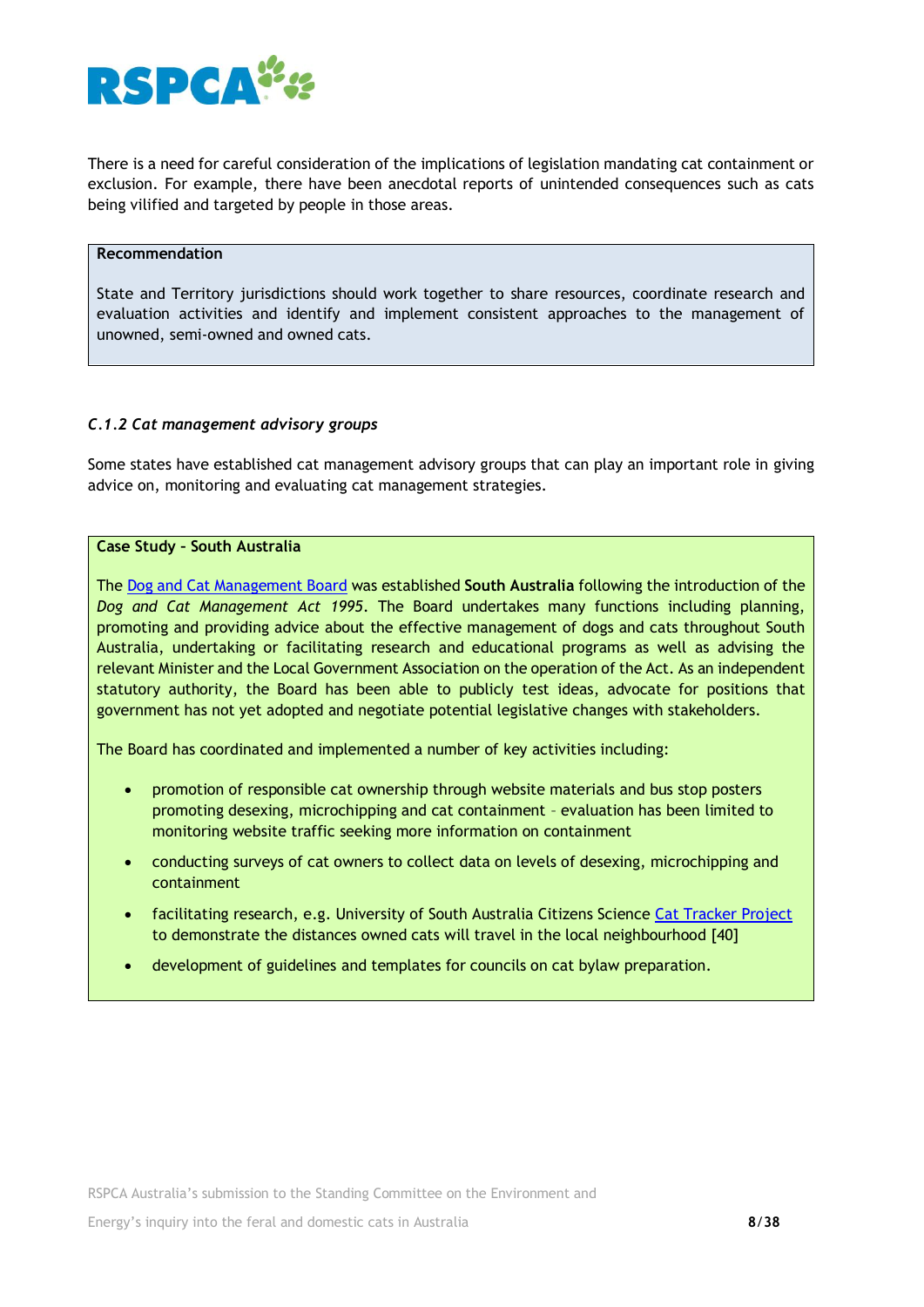There is a need for careful consideration of the implications of legislation mandating cat containment or exclusion. For example, there have been anecdotal reports of unintended consequences such as cats being vilified and targeted by people in those areas.

> **Recommendation**
>
> State and Territory jurisdictions should work together to share resources, coordinate research and evaluation activities and identify and implement consistent approaches to the management of unowned, semi-owned and owned cats.

### *C.1.2 Cat management advisory groups*

Some states have established cat management advisory groups that can play an important role in giving advice on, monitoring and evaluating cat management strategies.

> **Case Study - South Australia**
>
> The Dog and Cat Management Board was established **South Australia** following the introduction of the *Dog and Cat Management Act 1995*. The Board undertakes many functions including planning, promoting and providing advice about the effective management of dogs and cats throughout South Australia, undertaking or facilitating research and educational programs as well as advising the relevant Minister and the Local Government Association on the operation of the Act. As an independent statutory authority, the Board has been able to publicly test ideas, advocate for positions that government has not yet adopted and negotiate potential legislative changes with stakeholders.
>
> The Board has coordinated and implemented a number of key activities including:
>
> - promotion of responsible cat ownership through website materials and bus stop posters promoting desexing, microchipping and cat containment – evaluation has been limited to monitoring website traffic seeking more information on containment
> - conducting surveys of cat owners to collect data on levels of desexing, microchipping and containment
> - facilitating research, e.g. University of South Australia Citizens Science Cat Tracker Project to demonstrate the distances owned cats will travel in the local neighbourhood [40]
> - development of guidelines and templates for councils on cat bylaw preparation.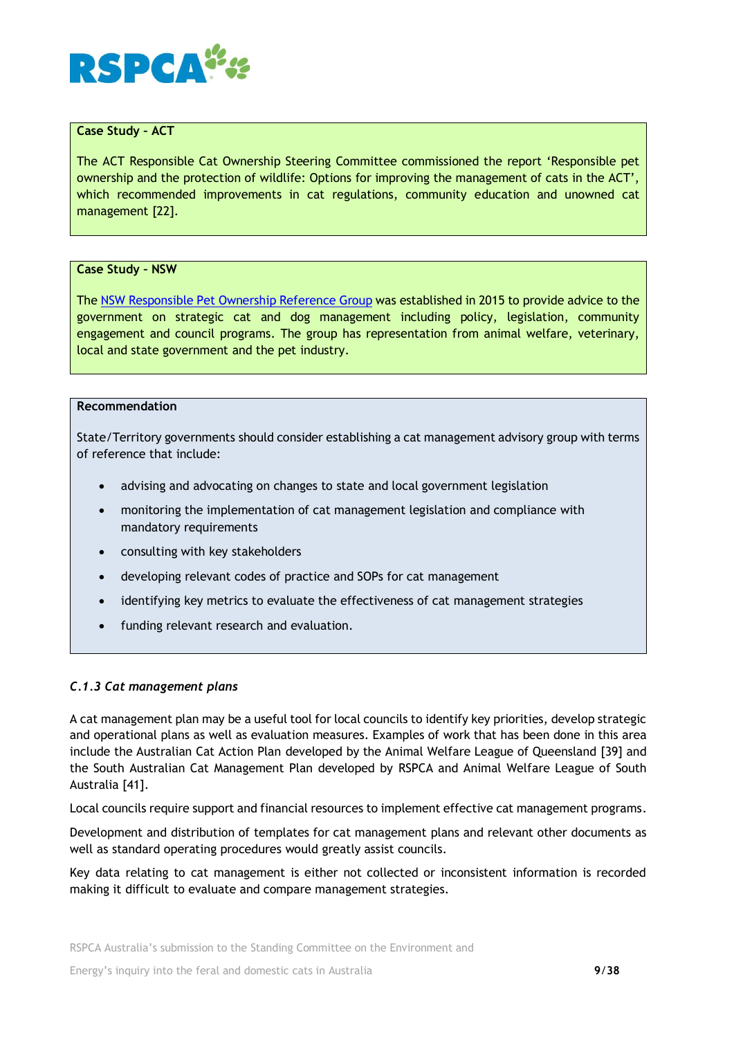**Case Study - ACT**

The ACT Responsible Cat Ownership Steering Committee commissioned the report 'Responsible pet ownership and the protection of wildlife: Options for improving the management of cats in the ACT', which recommended improvements in cat regulations, community education and unowned cat management [22].

**Case Study - NSW**

The NSW Responsible Pet Ownership Reference Group was established in 2015 to provide advice to the government on strategic cat and dog management including policy, legislation, community engagement and council programs. The group has representation from animal welfare, veterinary, local and state government and the pet industry.

**Recommendation**

State/Territory governments should consider establishing a cat management advisory group with terms of reference that include:

- advising and advocating on changes to state and local government legislation
- monitoring the implementation of cat management legislation and compliance with mandatory requirements
- consulting with key stakeholders
- developing relevant codes of practice and SOPs for cat management
- identifying key metrics to evaluate the effectiveness of cat management strategies
- funding relevant research and evaluation.

### *C.1.3 Cat management plans*

A cat management plan may be a useful tool for local councils to identify key priorities, develop strategic and operational plans as well as evaluation measures. Examples of work that has been done in this area include the Australian Cat Action Plan developed by the Animal Welfare League of Queensland [39] and the South Australian Cat Management Plan developed by RSPCA and Animal Welfare League of South Australia [41].

Local councils require support and financial resources to implement effective cat management programs.

Development and distribution of templates for cat management plans and relevant other documents as well as standard operating procedures would greatly assist councils.

Key data relating to cat management is either not collected or inconsistent information is recorded making it difficult to evaluate and compare management strategies.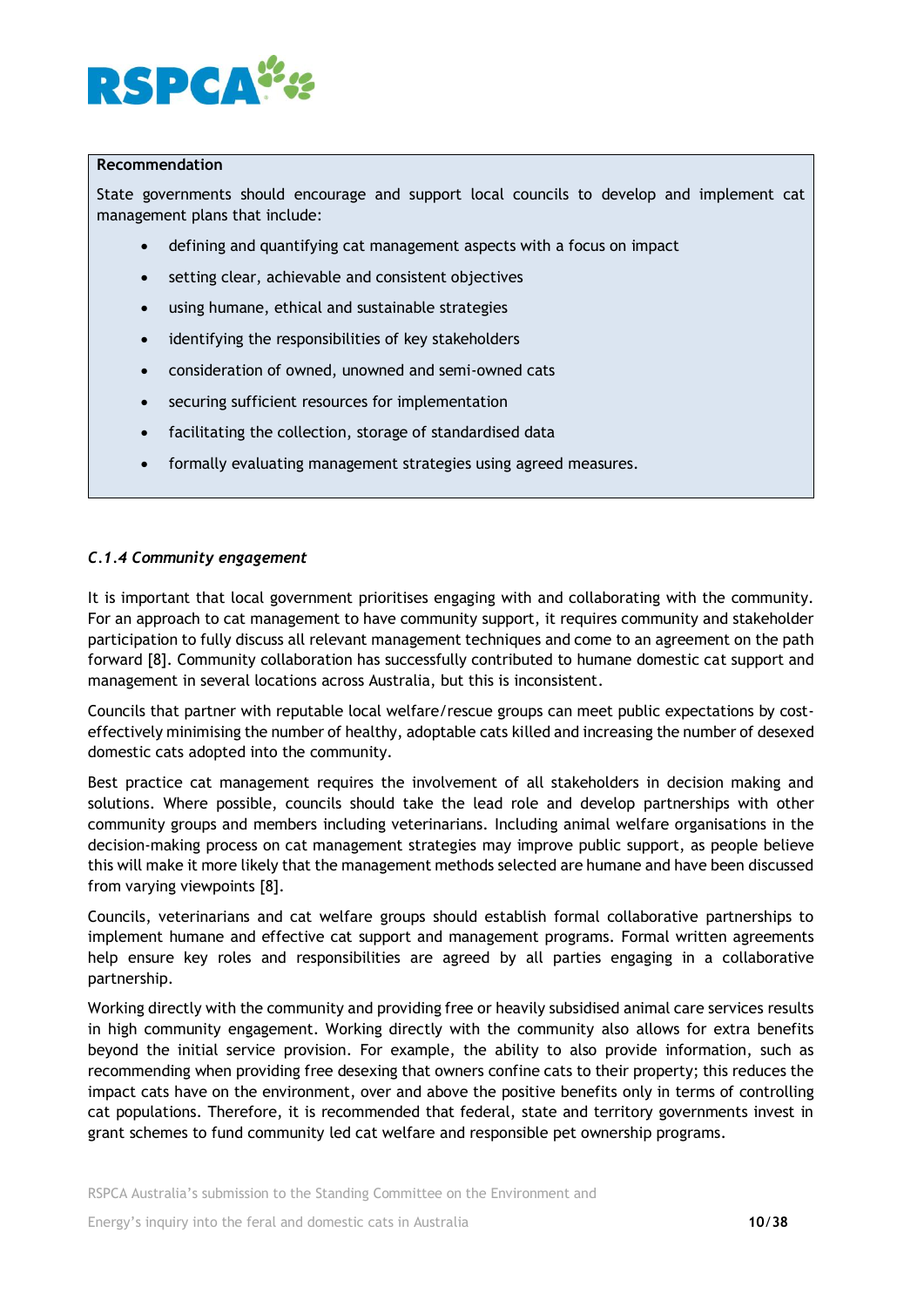**Recommendation**

State governments should encourage and support local councils to develop and implement cat management plans that include:

- defining and quantifying cat management aspects with a focus on impact
- setting clear, achievable and consistent objectives
- using humane, ethical and sustainable strategies
- identifying the responsibilities of key stakeholders
- consideration of owned, unowned and semi-owned cats
- securing sufficient resources for implementation
- facilitating the collection, storage of standardised data
- formally evaluating management strategies using agreed measures.

#### *C.1.4 Community engagement*

It is important that local government prioritises engaging with and collaborating with the community. For an approach to cat management to have community support, it requires community and stakeholder participation to fully discuss all relevant management techniques and come to an agreement on the path forward [8]. Community collaboration has successfully contributed to humane domestic cat support and management in several locations across Australia, but this is inconsistent.

Councils that partner with reputable local welfare/rescue groups can meet public expectations by cost-effectively minimising the number of healthy, adoptable cats killed and increasing the number of desexed domestic cats adopted into the community.

Best practice cat management requires the involvement of all stakeholders in decision making and solutions. Where possible, councils should take the lead role and develop partnerships with other community groups and members including veterinarians. Including animal welfare organisations in the decision-making process on cat management strategies may improve public support, as people believe this will make it more likely that the management methods selected are humane and have been discussed from varying viewpoints [8].

Councils, veterinarians and cat welfare groups should establish formal collaborative partnerships to implement humane and effective cat support and management programs. Formal written agreements help ensure key roles and responsibilities are agreed by all parties engaging in a collaborative partnership.

Working directly with the community and providing free or heavily subsidised animal care services results in high community engagement. Working directly with the community also allows for extra benefits beyond the initial service provision. For example, the ability to also provide information, such as recommending when providing free desexing that owners confine cats to their property; this reduces the impact cats have on the environment, over and above the positive benefits only in terms of controlling cat populations. Therefore, it is recommended that federal, state and territory governments invest in grant schemes to fund community led cat welfare and responsible pet ownership programs.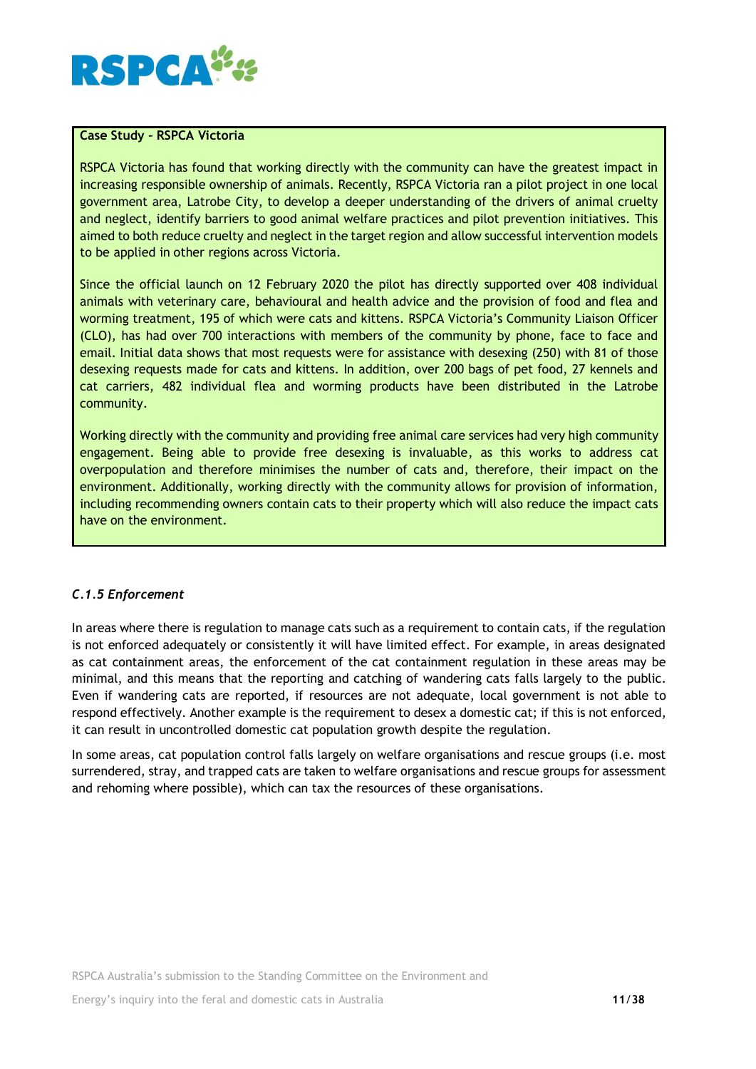**Case Study – RSPCA Victoria**

RSPCA Victoria has found that working directly with the community can have the greatest impact in increasing responsible ownership of animals. Recently, RSPCA Victoria ran a pilot project in one local government area, Latrobe City, to develop a deeper understanding of the drivers of animal cruelty and neglect, identify barriers to good animal welfare practices and pilot prevention initiatives. This aimed to both reduce cruelty and neglect in the target region and allow successful intervention models to be applied in other regions across Victoria.

Since the official launch on 12 February 2020 the pilot has directly supported over 408 individual animals with veterinary care, behavioural and health advice and the provision of food and flea and worming treatment, 195 of which were cats and kittens. RSPCA Victoria's Community Liaison Officer (CLO), has had over 700 interactions with members of the community by phone, face to face and email. Initial data shows that most requests were for assistance with desexing (250) with 81 of those desexing requests made for cats and kittens. In addition, over 200 bags of pet food, 27 kennels and cat carriers, 482 individual flea and worming products have been distributed in the Latrobe community.

Working directly with the community and providing free animal care services had very high community engagement. Being able to provide free desexing is invaluable, as this works to address cat overpopulation and therefore minimises the number of cats and, therefore, their impact on the environment. Additionally, working directly with the community allows for provision of information, including recommending owners contain cats to their property which will also reduce the impact cats have on the environment.

### *C.1.5 Enforcement*

In areas where there is regulation to manage cats such as a requirement to contain cats, if the regulation is not enforced adequately or consistently it will have limited effect. For example, in areas designated as cat containment areas, the enforcement of the cat containment regulation in these areas may be minimal, and this means that the reporting and catching of wandering cats falls largely to the public. Even if wandering cats are reported, if resources are not adequate, local government is not able to respond effectively. Another example is the requirement to desex a domestic cat; if this is not enforced, it can result in uncontrolled domestic cat population growth despite the regulation.

In some areas, cat population control falls largely on welfare organisations and rescue groups (i.e. most surrendered, stray, and trapped cats are taken to welfare organisations and rescue groups for assessment and rehoming where possible), which can tax the resources of these organisations.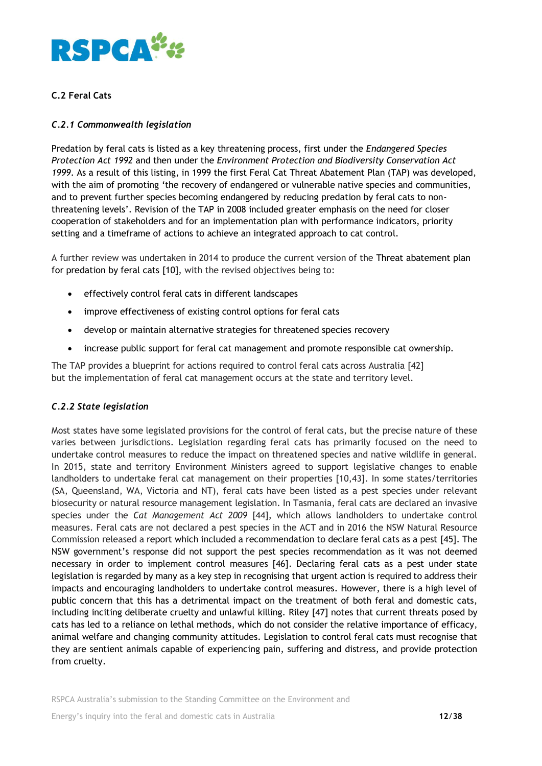## C.2 Feral Cats

### *C.2.1 Commonwealth legislation*

Predation by feral cats is listed as a key threatening process, first under the *Endangered Species Protection Act 1992* and then under the *Environment Protection and Biodiversity Conservation Act 1999*. As a result of this listing, in 1999 the first Feral Cat Threat Abatement Plan (TAP) was developed, with the aim of promoting 'the recovery of endangered or vulnerable native species and communities, and to prevent further species becoming endangered by reducing predation by feral cats to non-threatening levels'. Revision of the TAP in 2008 included greater emphasis on the need for closer cooperation of stakeholders and for an implementation plan with performance indicators, priority setting and a timeframe of actions to achieve an integrated approach to cat control.

A further review was undertaken in 2014 to produce the current version of the Threat abatement plan for predation by feral cats [10], with the revised objectives being to:

- effectively control feral cats in different landscapes
- improve effectiveness of existing control options for feral cats
- develop or maintain alternative strategies for threatened species recovery
- increase public support for feral cat management and promote responsible cat ownership.

The TAP provides a blueprint for actions required to control feral cats across Australia [42] but the implementation of feral cat management occurs at the state and territory level.

### *C.2.2 State legislation*

Most states have some legislated provisions for the control of feral cats, but the precise nature of these varies between jurisdictions. Legislation regarding feral cats has primarily focused on the need to undertake control measures to reduce the impact on threatened species and native wildlife in general. In 2015, state and territory Environment Ministers agreed to support legislative changes to enable landholders to undertake feral cat management on their properties [10,43]. In some states/territories (SA, Queensland, WA, Victoria and NT), feral cats have been listed as a pest species under relevant biosecurity or natural resource management legislation. In Tasmania, feral cats are declared an invasive species under the *Cat Management Act 2009* [44], which allows landholders to undertake control measures. Feral cats are not declared a pest species in the ACT and in 2016 the NSW Natural Resource Commission released a report which included a recommendation to declare feral cats as a pest [45]. The NSW government's response did not support the pest species recommendation as it was not deemed necessary in order to implement control measures [46]. Declaring feral cats as a pest under state legislation is regarded by many as a key step in recognising that urgent action is required to address their impacts and encouraging landholders to undertake control measures. However, there is a high level of public concern that this has a detrimental impact on the treatment of both feral and domestic cats, including inciting deliberate cruelty and unlawful killing. Riley [47] notes that current threats posed by cats has led to a reliance on lethal methods, which do not consider the relative importance of efficacy, animal welfare and changing community attitudes. Legislation to control feral cats must recognise that they are sentient animals capable of experiencing pain, suffering and distress, and provide protection from cruelty.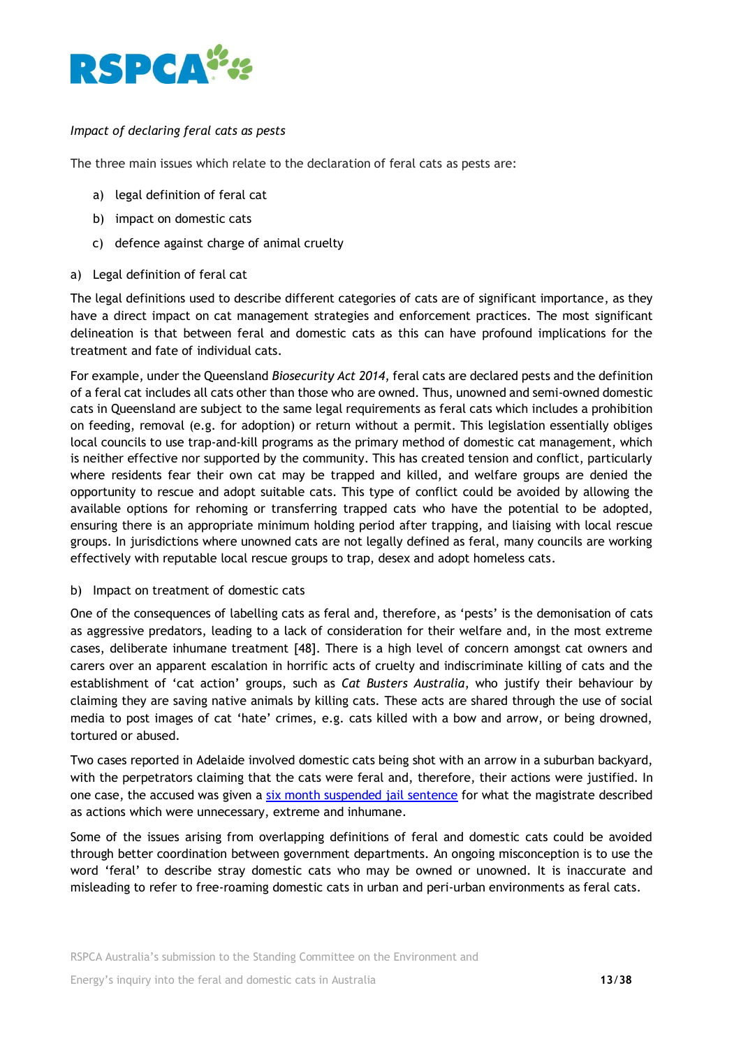*Impact of declaring feral cats as pests*

The three main issues which relate to the declaration of feral cats as pests are:

a) legal definition of feral cat
b) impact on domestic cats
c) defence against charge of animal cruelty

a) Legal definition of feral cat

The legal definitions used to describe different categories of cats are of significant importance, as they have a direct impact on cat management strategies and enforcement practices. The most significant delineation is that between feral and domestic cats as this can have profound implications for the treatment and fate of individual cats.

For example, under the Queensland *Biosecurity Act 2014*, feral cats are declared pests and the definition of a feral cat includes all cats other than those who are owned. Thus, unowned and semi-owned domestic cats in Queensland are subject to the same legal requirements as feral cats which includes a prohibition on feeding, removal (e.g. for adoption) or return without a permit. This legislation essentially obliges local councils to use trap-and-kill programs as the primary method of domestic cat management, which is neither effective nor supported by the community. This has created tension and conflict, particularly where residents fear their own cat may be trapped and killed, and welfare groups are denied the opportunity to rescue and adopt suitable cats. This type of conflict could be avoided by allowing the available options for rehoming or transferring trapped cats who have the potential to be adopted, ensuring there is an appropriate minimum holding period after trapping, and liaising with local rescue groups. In jurisdictions where unowned cats are not legally defined as feral, many councils are working effectively with reputable local rescue groups to trap, desex and adopt homeless cats.

b) Impact on treatment of domestic cats

One of the consequences of labelling cats as feral and, therefore, as 'pests' is the demonisation of cats as aggressive predators, leading to a lack of consideration for their welfare and, in the most extreme cases, deliberate inhumane treatment [48]. There is a high level of concern amongst cat owners and carers over an apparent escalation in horrific acts of cruelty and indiscriminate killing of cats and the establishment of 'cat action' groups, such as *Cat Busters Australia*, who justify their behaviour by claiming they are saving native animals by killing cats. These acts are shared through the use of social media to post images of cat 'hate' crimes, e.g. cats killed with a bow and arrow, or being drowned, tortured or abused.

Two cases reported in Adelaide involved domestic cats being shot with an arrow in a suburban backyard, with the perpetrators claiming that the cats were feral and, therefore, their actions were justified. In one case, the accused was given a six month suspended jail sentence for what the magistrate described as actions which were unnecessary, extreme and inhumane.

Some of the issues arising from overlapping definitions of feral and domestic cats could be avoided through better coordination between government departments. An ongoing misconception is to use the word 'feral' to describe stray domestic cats who may be owned or unowned. It is inaccurate and misleading to refer to free-roaming domestic cats in urban and peri-urban environments as feral cats.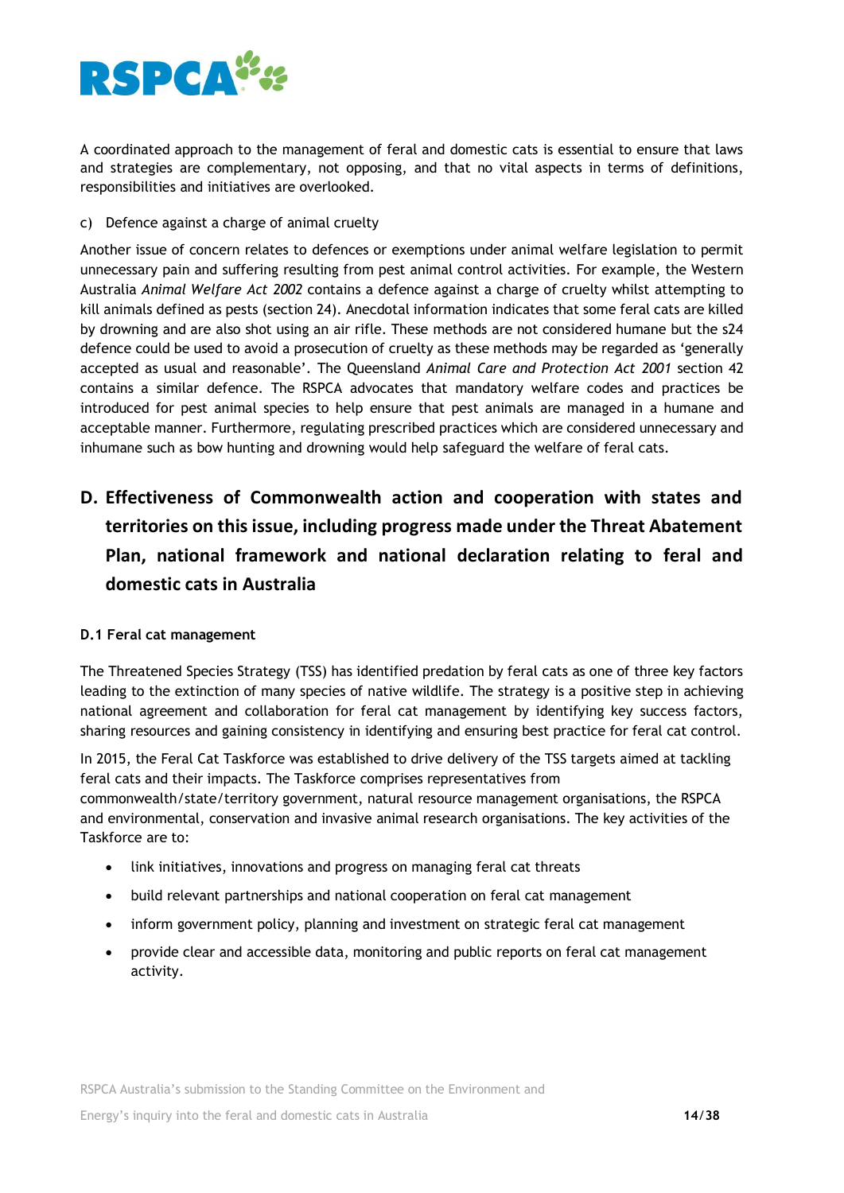A coordinated approach to the management of feral and domestic cats is essential to ensure that laws and strategies are complementary, not opposing, and that no vital aspects in terms of definitions, responsibilities and initiatives are overlooked.

c) Defence against a charge of animal cruelty

Another issue of concern relates to defences or exemptions under animal welfare legislation to permit unnecessary pain and suffering resulting from pest animal control activities. For example, the Western Australia *Animal Welfare Act 2002* contains a defence against a charge of cruelty whilst attempting to kill animals defined as pests (section 24). Anecdotal information indicates that some feral cats are killed by drowning and are also shot using an air rifle. These methods are not considered humane but the s24 defence could be used to avoid a prosecution of cruelty as these methods may be regarded as 'generally accepted as usual and reasonable'. The Queensland *Animal Care and Protection Act 2001* section 42 contains a similar defence. The RSPCA advocates that mandatory welfare codes and practices be introduced for pest animal species to help ensure that pest animals are managed in a humane and acceptable manner. Furthermore, regulating prescribed practices which are considered unnecessary and inhumane such as bow hunting and drowning would help safeguard the welfare of feral cats.

## D. Effectiveness of Commonwealth action and cooperation with states and territories on this issue, including progress made under the Threat Abatement Plan, national framework and national declaration relating to feral and domestic cats in Australia

### D.1 Feral cat management

The Threatened Species Strategy (TSS) has identified predation by feral cats as one of three key factors leading to the extinction of many species of native wildlife. The strategy is a positive step in achieving national agreement and collaboration for feral cat management by identifying key success factors, sharing resources and gaining consistency in identifying and ensuring best practice for feral cat control.

In 2015, the Feral Cat Taskforce was established to drive delivery of the TSS targets aimed at tackling feral cats and their impacts. The Taskforce comprises representatives from commonwealth/state/territory government, natural resource management organisations, the RSPCA and environmental, conservation and invasive animal research organisations. The key activities of the Taskforce are to:

- link initiatives, innovations and progress on managing feral cat threats
- build relevant partnerships and national cooperation on feral cat management
- inform government policy, planning and investment on strategic feral cat management
- provide clear and accessible data, monitoring and public reports on feral cat management activity.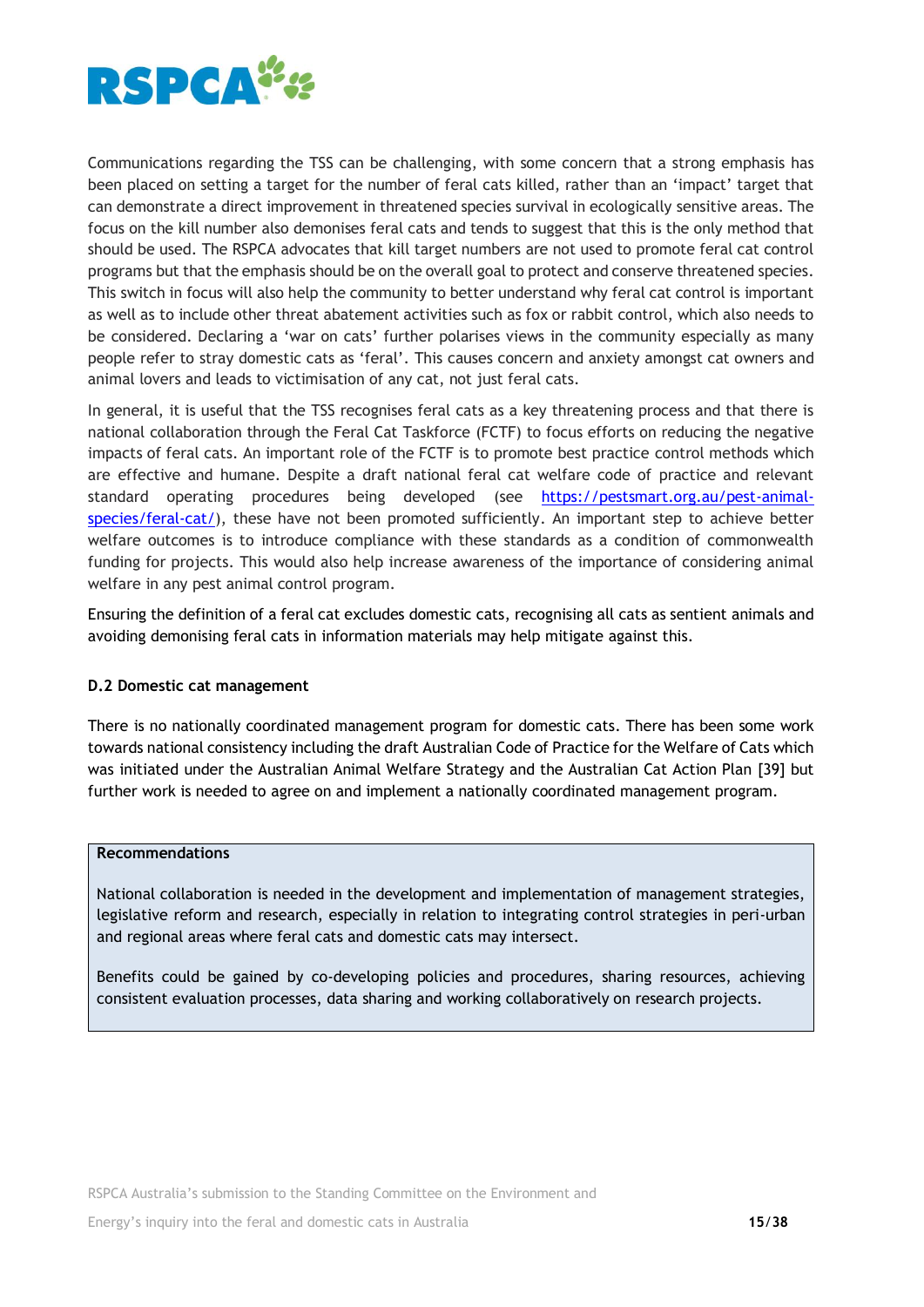Communications regarding the TSS can be challenging, with some concern that a strong emphasis has been placed on setting a target for the number of feral cats killed, rather than an 'impact' target that can demonstrate a direct improvement in threatened species survival in ecologically sensitive areas. The focus on the kill number also demonises feral cats and tends to suggest that this is the only method that should be used. The RSPCA advocates that kill target numbers are not used to promote feral cat control programs but that the emphasis should be on the overall goal to protect and conserve threatened species. This switch in focus will also help the community to better understand why feral cat control is important as well as to include other threat abatement activities such as fox or rabbit control, which also needs to be considered. Declaring a 'war on cats' further polarises views in the community especially as many people refer to stray domestic cats as 'feral'. This causes concern and anxiety amongst cat owners and animal lovers and leads to victimisation of any cat, not just feral cats.

In general, it is useful that the TSS recognises feral cats as a key threatening process and that there is national collaboration through the Feral Cat Taskforce (FCTF) to focus efforts on reducing the negative impacts of feral cats. An important role of the FCTF is to promote best practice control methods which are effective and humane. Despite a draft national feral cat welfare code of practice and relevant standard operating procedures being developed (see https://pestsmart.org.au/pest-animal-species/feral-cat/), these have not been promoted sufficiently. An important step to achieve better welfare outcomes is to introduce compliance with these standards as a condition of commonwealth funding for projects. This would also help increase awareness of the importance of considering animal welfare in any pest animal control program.

Ensuring the definition of a feral cat excludes domestic cats, recognising all cats as sentient animals and avoiding demonising feral cats in information materials may help mitigate against this.

### D.2 Domestic cat management

There is no nationally coordinated management program for domestic cats. There has been some work towards national consistency including the draft Australian Code of Practice for the Welfare of Cats which was initiated under the Australian Animal Welfare Strategy and the Australian Cat Action Plan [39] but further work is needed to agree on and implement a nationally coordinated management program.

**Recommendations**

National collaboration is needed in the development and implementation of management strategies, legislative reform and research, especially in relation to integrating control strategies in peri-urban and regional areas where feral cats and domestic cats may intersect.

Benefits could be gained by co-developing policies and procedures, sharing resources, achieving consistent evaluation processes, data sharing and working collaboratively on research projects.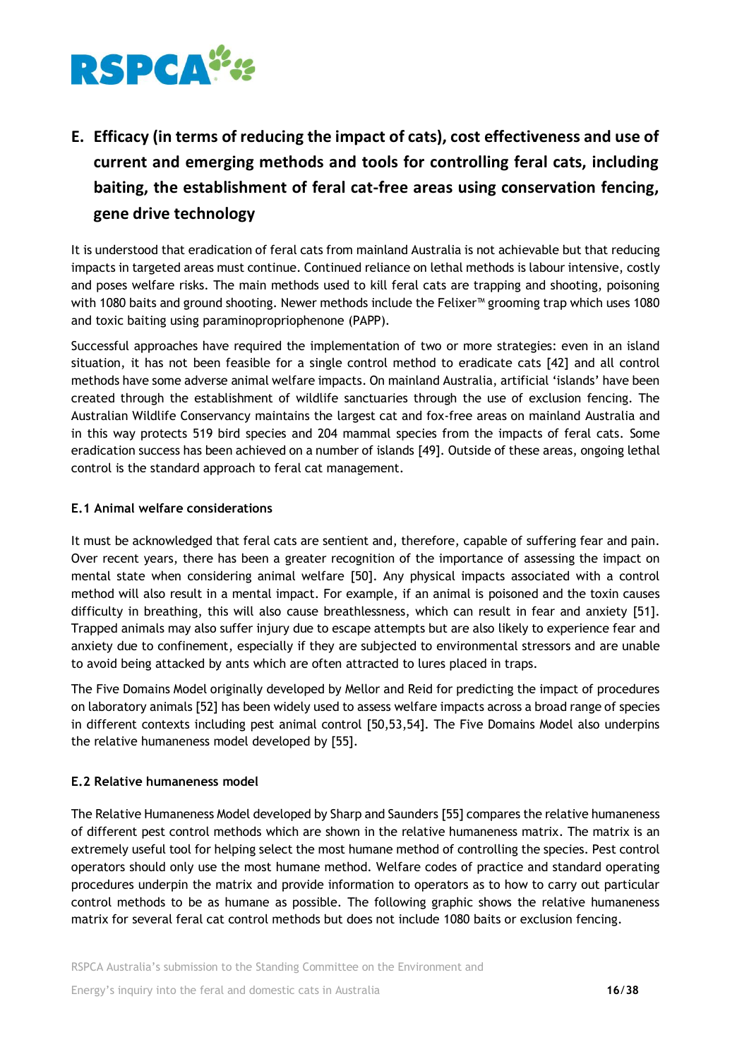## E. Efficacy (in terms of reducing the impact of cats), cost effectiveness and use of current and emerging methods and tools for controlling feral cats, including baiting, the establishment of feral cat-free areas using conservation fencing, gene drive technology

It is understood that eradication of feral cats from mainland Australia is not achievable but that reducing impacts in targeted areas must continue. Continued reliance on lethal methods is labour intensive, costly and poses welfare risks. The main methods used to kill feral cats are trapping and shooting, poisoning with 1080 baits and ground shooting. Newer methods include the Felixer™ grooming trap which uses 1080 and toxic baiting using paraminopropriophenone (PAPP).

Successful approaches have required the implementation of two or more strategies: even in an island situation, it has not been feasible for a single control method to eradicate cats [42] and all control methods have some adverse animal welfare impacts. On mainland Australia, artificial 'islands' have been created through the establishment of wildlife sanctuaries through the use of exclusion fencing. The Australian Wildlife Conservancy maintains the largest cat and fox-free areas on mainland Australia and in this way protects 519 bird species and 204 mammal species from the impacts of feral cats. Some eradication success has been achieved on a number of islands [49]. Outside of these areas, ongoing lethal control is the standard approach to feral cat management.

### E.1 Animal welfare considerations

It must be acknowledged that feral cats are sentient and, therefore, capable of suffering fear and pain. Over recent years, there has been a greater recognition of the importance of assessing the impact on mental state when considering animal welfare [50]. Any physical impacts associated with a control method will also result in a mental impact. For example, if an animal is poisoned and the toxin causes difficulty in breathing, this will also cause breathlessness, which can result in fear and anxiety [51]. Trapped animals may also suffer injury due to escape attempts but are also likely to experience fear and anxiety due to confinement, especially if they are subjected to environmental stressors and are unable to avoid being attacked by ants which are often attracted to lures placed in traps.

The Five Domains Model originally developed by Mellor and Reid for predicting the impact of procedures on laboratory animals [52] has been widely used to assess welfare impacts across a broad range of species in different contexts including pest animal control [50,53,54]. The Five Domains Model also underpins the relative humaneness model developed by [55].

### E.2 Relative humaneness model

The Relative Humaneness Model developed by Sharp and Saunders [55] compares the relative humaneness of different pest control methods which are shown in the relative humaneness matrix. The matrix is an extremely useful tool for helping select the most humane method of controlling the species. Pest control operators should only use the most humane method. Welfare codes of practice and standard operating procedures underpin the matrix and provide information to operators as to how to carry out particular control methods to be as humane as possible. The following graphic shows the relative humaneness matrix for several feral cat control methods but does not include 1080 baits or exclusion fencing.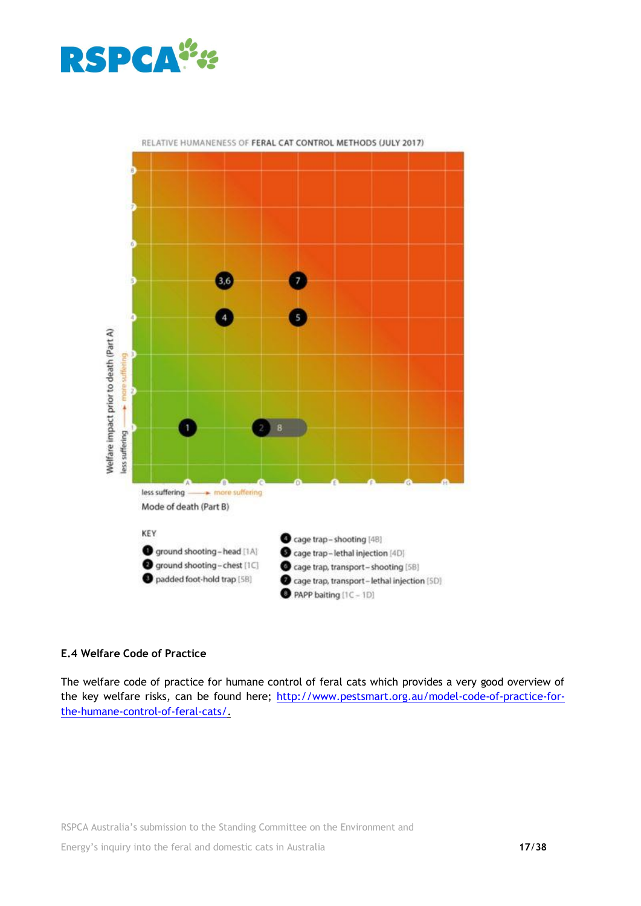RELATIVE HUMANENESS OF FERAL CAT CONTROL METHODS (JULY 2017)

Welfare impact prior to death (Part A) — less suffering → more suffering

Mode of death (Part B) — less suffering → more suffering

KEY

1. ground shooting – head [1A]
2. ground shooting – chest [1C]
3. padded foot-hold trap [5B]
4. cage trap – shooting [4B]
5. cage trap – lethal injection [4D]
6. cage trap, transport – shooting [5B]
7. cage trap, transport – lethal injection [5D]
8. PAPP baiting [1C – 1D]

### E.4 Welfare Code of Practice

The welfare code of practice for humane control of feral cats which provides a very good overview of the key welfare risks, can be found here; http://www.pestsmart.org.au/model-code-of-practice-for-the-humane-control-of-feral-cats/.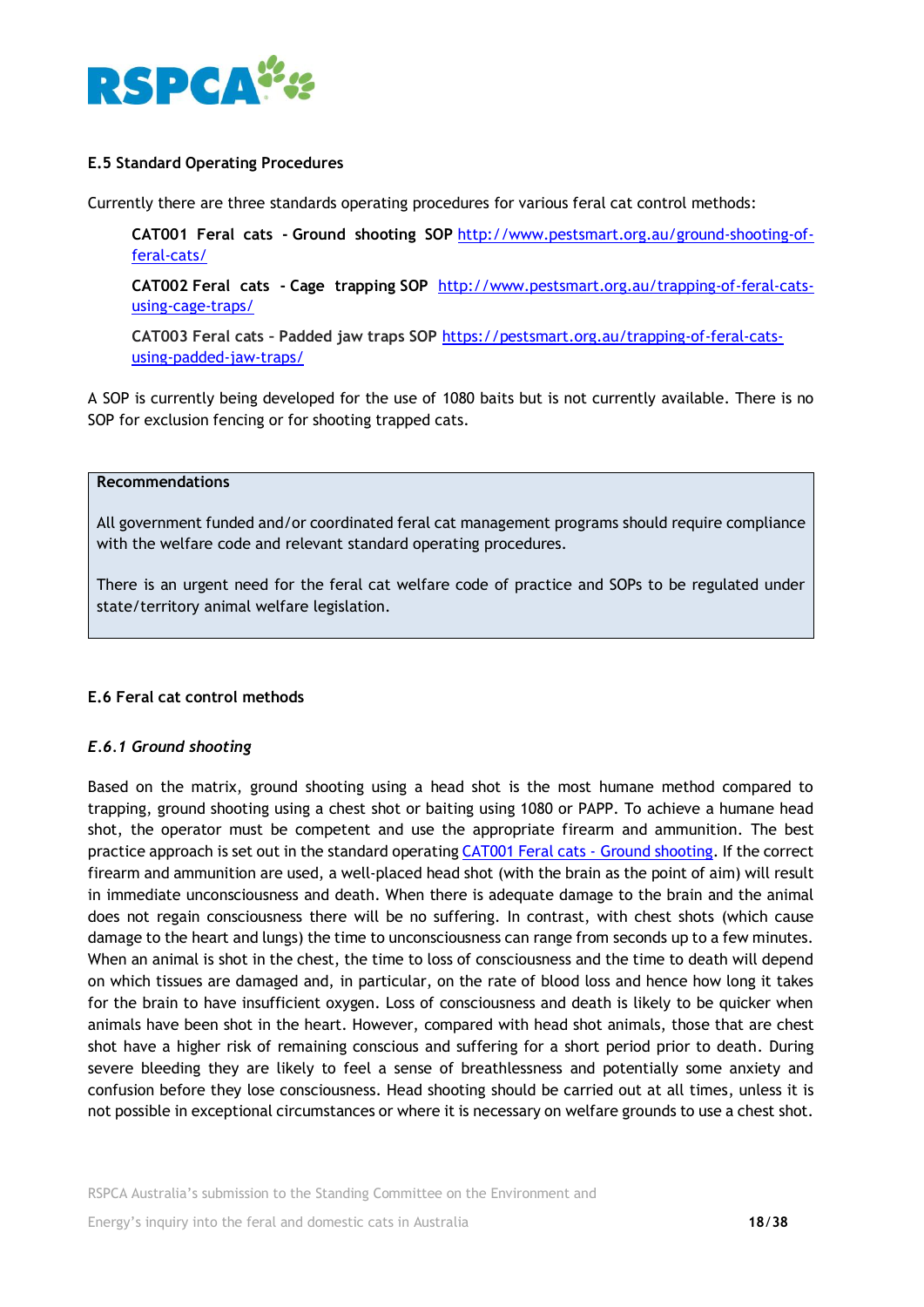### E.5 Standard Operating Procedures

Currently there are three standards operating procedures for various feral cat control methods:

**CAT001 Feral cats - Ground shooting SOP** [http://www.pestsmart.org.au/ground-shooting-of-feral-cats/](http://www.pestsmart.org.au/ground-shooting-of-feral-cats/)

**CAT002 Feral cats - Cage trapping SOP** [http://www.pestsmart.org.au/trapping-of-feral-cats-using-cage-traps/](http://www.pestsmart.org.au/trapping-of-feral-cats-using-cage-traps/)

**CAT003 Feral cats – Padded jaw traps SOP** [https://pestsmart.org.au/trapping-of-feral-cats-using-padded-jaw-traps/](https://pestsmart.org.au/trapping-of-feral-cats-using-padded-jaw-traps/)

A SOP is currently being developed for the use of 1080 baits but is not currently available. There is no SOP for exclusion fencing or for shooting trapped cats.

> **Recommendations**
>
> All government funded and/or coordinated feral cat management programs should require compliance with the welfare code and relevant standard operating procedures.
>
> There is an urgent need for the feral cat welfare code of practice and SOPs to be regulated under state/territory animal welfare legislation.

### E.6 Feral cat control methods

#### *E.6.1 Ground shooting*

Based on the matrix, ground shooting using a head shot is the most humane method compared to trapping, ground shooting using a chest shot or baiting using 1080 or PAPP. To achieve a humane head shot, the operator must be competent and use the appropriate firearm and ammunition. The best practice approach is set out in the standard operating CAT001 Feral cats - Ground shooting. If the correct firearm and ammunition are used, a well-placed head shot (with the brain as the point of aim) will result in immediate unconsciousness and death. When there is adequate damage to the brain and the animal does not regain consciousness there will be no suffering. In contrast, with chest shots (which cause damage to the heart and lungs) the time to unconsciousness can range from seconds up to a few minutes. When an animal is shot in the chest, the time to loss of consciousness and the time to death will depend on which tissues are damaged and, in particular, on the rate of blood loss and hence how long it takes for the brain to have insufficient oxygen. Loss of consciousness and death is likely to be quicker when animals have been shot in the heart. However, compared with head shot animals, those that are chest shot have a higher risk of remaining conscious and suffering for a short period prior to death. During severe bleeding they are likely to feel a sense of breathlessness and potentially some anxiety and confusion before they lose consciousness. Head shooting should be carried out at all times, unless it is not possible in exceptional circumstances or where it is necessary on welfare grounds to use a chest shot.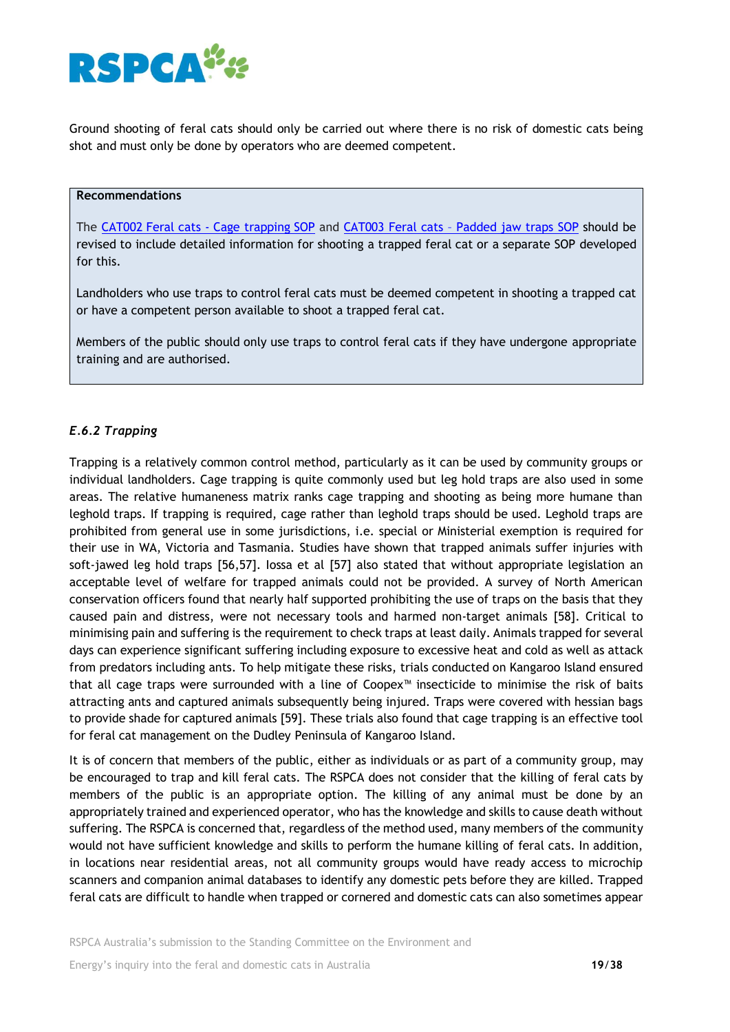Ground shooting of feral cats should only be carried out where there is no risk of domestic cats being shot and must only be done by operators who are deemed competent.

> **Recommendations**
>
> The [CAT002 Feral cats - Cage trapping SOP] and [CAT003 Feral cats – Padded jaw traps SOP] should be revised to include detailed information for shooting a trapped feral cat or a separate SOP developed for this.
>
> Landholders who use traps to control feral cats must be deemed competent in shooting a trapped cat or have a competent person available to shoot a trapped feral cat.
>
> Members of the public should only use traps to control feral cats if they have undergone appropriate training and are authorised.

### *E.6.2 Trapping*

Trapping is a relatively common control method, particularly as it can be used by community groups or individual landholders. Cage trapping is quite commonly used but leg hold traps are also used in some areas. The relative humaneness matrix ranks cage trapping and shooting as being more humane than leghold traps. If trapping is required, cage rather than leghold traps should be used. Leghold traps are prohibited from general use in some jurisdictions, i.e. special or Ministerial exemption is required for their use in WA, Victoria and Tasmania. Studies have shown that trapped animals suffer injuries with soft-jawed leg hold traps [56,57]. Iossa et al [57] also stated that without appropriate legislation an acceptable level of welfare for trapped animals could not be provided. A survey of North American conservation officers found that nearly half supported prohibiting the use of traps on the basis that they caused pain and distress, were not necessary tools and harmed non-target animals [58]. Critical to minimising pain and suffering is the requirement to check traps at least daily. Animals trapped for several days can experience significant suffering including exposure to excessive heat and cold as well as attack from predators including ants. To help mitigate these risks, trials conducted on Kangaroo Island ensured that all cage traps were surrounded with a line of Coopex™ insecticide to minimise the risk of baits attracting ants and captured animals subsequently being injured. Traps were covered with hessian bags to provide shade for captured animals [59]. These trials also found that cage trapping is an effective tool for feral cat management on the Dudley Peninsula of Kangaroo Island.

It is of concern that members of the public, either as individuals or as part of a community group, may be encouraged to trap and kill feral cats. The RSPCA does not consider that the killing of feral cats by members of the public is an appropriate option. The killing of any animal must be done by an appropriately trained and experienced operator, who has the knowledge and skills to cause death without suffering. The RSPCA is concerned that, regardless of the method used, many members of the community would not have sufficient knowledge and skills to perform the humane killing of feral cats. In addition, in locations near residential areas, not all community groups would have ready access to microchip scanners and companion animal databases to identify any domestic pets before they are killed. Trapped feral cats are difficult to handle when trapped or cornered and domestic cats can also sometimes appear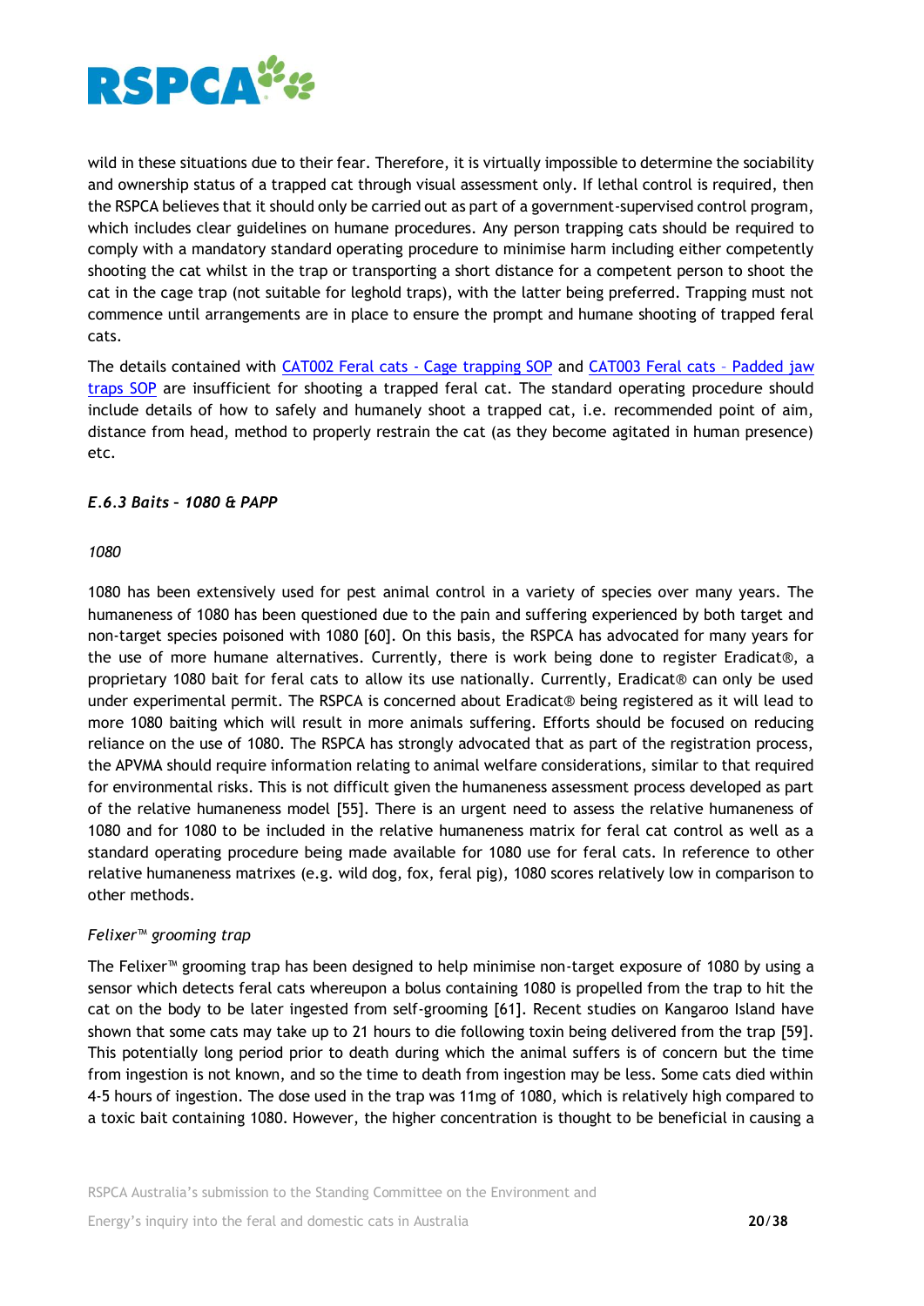wild in these situations due to their fear. Therefore, it is virtually impossible to determine the sociability and ownership status of a trapped cat through visual assessment only. If lethal control is required, then the RSPCA believes that it should only be carried out as part of a government-supervised control program, which includes clear guidelines on humane procedures. Any person trapping cats should be required to comply with a mandatory standard operating procedure to minimise harm including either competently shooting the cat whilst in the trap or transporting a short distance for a competent person to shoot the cat in the cage trap (not suitable for leghold traps), with the latter being preferred. Trapping must not commence until arrangements are in place to ensure the prompt and humane shooting of trapped feral cats.

The details contained with [CAT002 Feral cats - Cage trapping SOP] and [CAT003 Feral cats – Padded jaw traps SOP] are insufficient for shooting a trapped feral cat. The standard operating procedure should include details of how to safely and humanely shoot a trapped cat, i.e. recommended point of aim, distance from head, method to properly restrain the cat (as they become agitated in human presence) etc.

#### *E.6.3 Baits – 1080 & PAPP*

*1080*

1080 has been extensively used for pest animal control in a variety of species over many years. The humaneness of 1080 has been questioned due to the pain and suffering experienced by both target and non-target species poisoned with 1080 [60]. On this basis, the RSPCA has advocated for many years for the use of more humane alternatives. Currently, there is work being done to register Eradicat®, a proprietary 1080 bait for feral cats to allow its use nationally. Currently, Eradicat® can only be used under experimental permit. The RSPCA is concerned about Eradicat® being registered as it will lead to more 1080 baiting which will result in more animals suffering. Efforts should be focused on reducing reliance on the use of 1080. The RSPCA has strongly advocated that as part of the registration process, the APVMA should require information relating to animal welfare considerations, similar to that required for environmental risks. This is not difficult given the humaneness assessment process developed as part of the relative humaneness model [55]. There is an urgent need to assess the relative humaneness of 1080 and for 1080 to be included in the relative humaneness matrix for feral cat control as well as a standard operating procedure being made available for 1080 use for feral cats. In reference to other relative humaneness matrixes (e.g. wild dog, fox, feral pig), 1080 scores relatively low in comparison to other methods.

*Felixer™ grooming trap*

The Felixer™ grooming trap has been designed to help minimise non-target exposure of 1080 by using a sensor which detects feral cats whereupon a bolus containing 1080 is propelled from the trap to hit the cat on the body to be later ingested from self-grooming [61]. Recent studies on Kangaroo Island have shown that some cats may take up to 21 hours to die following toxin being delivered from the trap [59]. This potentially long period prior to death during which the animal suffers is of concern but the time from ingestion is not known, and so the time to death from ingestion may be less. Some cats died within 4-5 hours of ingestion. The dose used in the trap was 11mg of 1080, which is relatively high compared to a toxic bait containing 1080. However, the higher concentration is thought to be beneficial in causing a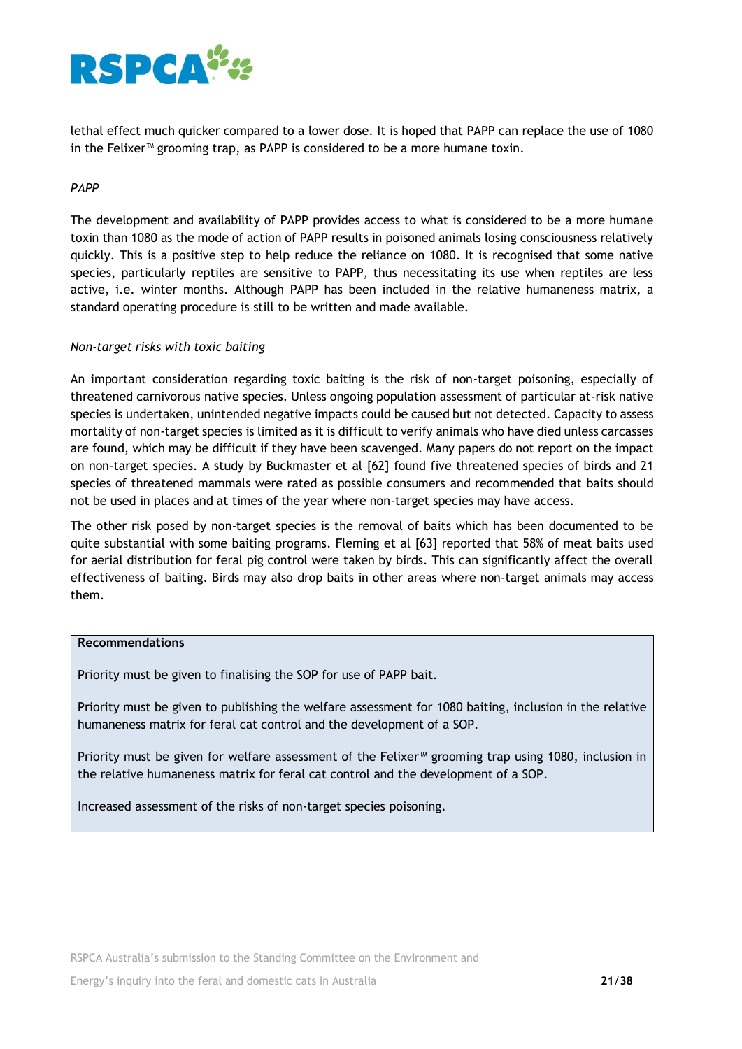lethal effect much quicker compared to a lower dose. It is hoped that PAPP can replace the use of 1080 in the Felixer™ grooming trap, as PAPP is considered to be a more humane toxin.

*PAPP*

The development and availability of PAPP provides access to what is considered to be a more humane toxin than 1080 as the mode of action of PAPP results in poisoned animals losing consciousness relatively quickly. This is a positive step to help reduce the reliance on 1080. It is recognised that some native species, particularly reptiles are sensitive to PAPP, thus necessitating its use when reptiles are less active, i.e. winter months. Although PAPP has been included in the relative humaneness matrix, a standard operating procedure is still to be written and made available.

*Non-target risks with toxic baiting*

An important consideration regarding toxic baiting is the risk of non-target poisoning, especially of threatened carnivorous native species. Unless ongoing population assessment of particular at-risk native species is undertaken, unintended negative impacts could be caused but not detected. Capacity to assess mortality of non-target species is limited as it is difficult to verify animals who have died unless carcasses are found, which may be difficult if they have been scavenged. Many papers do not report on the impact on non-target species. A study by Buckmaster et al [62] found five threatened species of birds and 21 species of threatened mammals were rated as possible consumers and recommended that baits should not be used in places and at times of the year where non-target species may have access.

The other risk posed by non-target species is the removal of baits which has been documented to be quite substantial with some baiting programs. Fleming et al [63] reported that 58% of meat baits used for aerial distribution for feral pig control were taken by birds. This can significantly affect the overall effectiveness of baiting. Birds may also drop baits in other areas where non-target animals may access them.

**Recommendations**

Priority must be given to finalising the SOP for use of PAPP bait.

Priority must be given to publishing the welfare assessment for 1080 baiting, inclusion in the relative humaneness matrix for feral cat control and the development of a SOP.

Priority must be given for welfare assessment of the Felixer™ grooming trap using 1080, inclusion in the relative humaneness matrix for feral cat control and the development of a SOP.

Increased assessment of the risks of non-target species poisoning.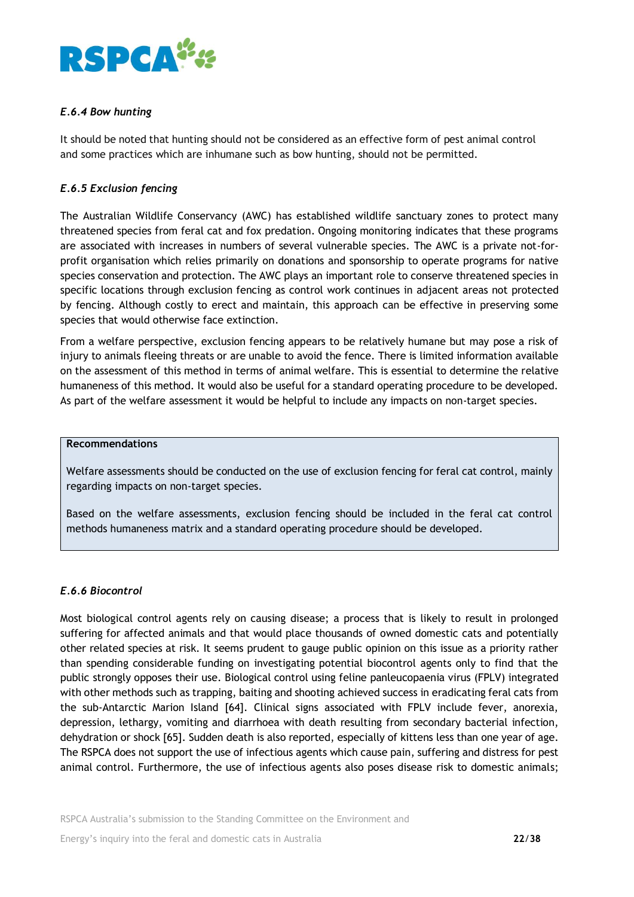#### *E.6.4 Bow hunting*

It should be noted that hunting should not be considered as an effective form of pest animal control and some practices which are inhumane such as bow hunting, should not be permitted.

#### *E.6.5 Exclusion fencing*

The Australian Wildlife Conservancy (AWC) has established wildlife sanctuary zones to protect many threatened species from feral cat and fox predation. Ongoing monitoring indicates that these programs are associated with increases in numbers of several vulnerable species. The AWC is a private not-for-profit organisation which relies primarily on donations and sponsorship to operate programs for native species conservation and protection. The AWC plays an important role to conserve threatened species in specific locations through exclusion fencing as control work continues in adjacent areas not protected by fencing. Although costly to erect and maintain, this approach can be effective in preserving some species that would otherwise face extinction.

From a welfare perspective, exclusion fencing appears to be relatively humane but may pose a risk of injury to animals fleeing threats or are unable to avoid the fence. There is limited information available on the assessment of this method in terms of animal welfare. This is essential to determine the relative humaneness of this method. It would also be useful for a standard operating procedure to be developed. As part of the welfare assessment it would be helpful to include any impacts on non-target species.

> **Recommendations**
>
> Welfare assessments should be conducted on the use of exclusion fencing for feral cat control, mainly regarding impacts on non-target species.
>
> Based on the welfare assessments, exclusion fencing should be included in the feral cat control methods humaneness matrix and a standard operating procedure should be developed.

#### *E.6.6 Biocontrol*

Most biological control agents rely on causing disease; a process that is likely to result in prolonged suffering for affected animals and that would place thousands of owned domestic cats and potentially other related species at risk. It seems prudent to gauge public opinion on this issue as a priority rather than spending considerable funding on investigating potential biocontrol agents only to find that the public strongly opposes their use. Biological control using feline panleucopaenia virus (FPLV) integrated with other methods such as trapping, baiting and shooting achieved success in eradicating feral cats from the sub-Antarctic Marion Island [64]. Clinical signs associated with FPLV include fever, anorexia, depression, lethargy, vomiting and diarrhoea with death resulting from secondary bacterial infection, dehydration or shock [65]. Sudden death is also reported, especially of kittens less than one year of age. The RSPCA does not support the use of infectious agents which cause pain, suffering and distress for pest animal control. Furthermore, the use of infectious agents also poses disease risk to domestic animals;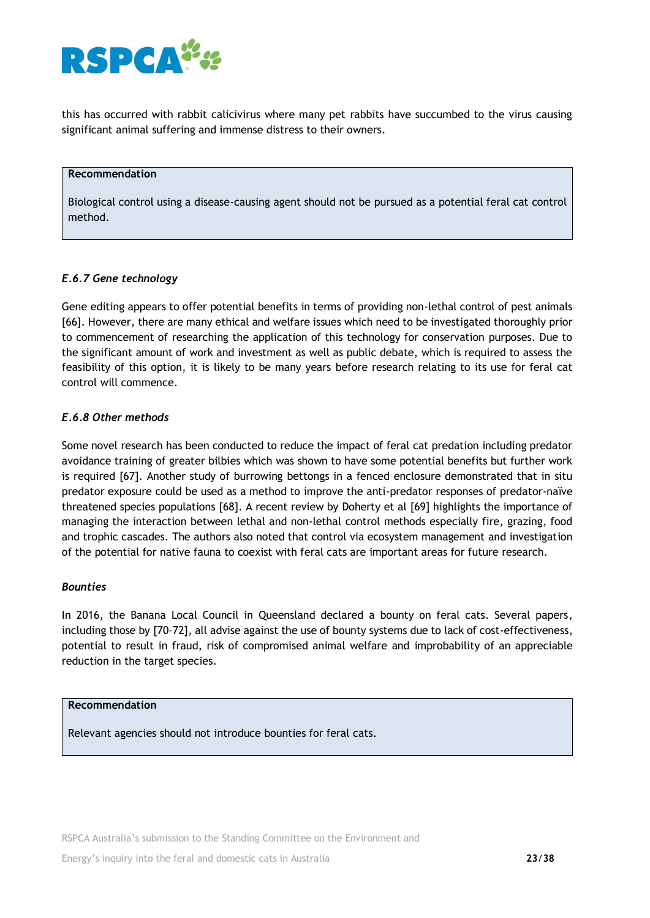this has occurred with rabbit calicivirus where many pet rabbits have succumbed to the virus causing significant animal suffering and immense distress to their owners.

> **Recommendation**
>
> Biological control using a disease-causing agent should not be pursued as a potential feral cat control method.

#### *E.6.7 Gene technology*

Gene editing appears to offer potential benefits in terms of providing non-lethal control of pest animals [66]. However, there are many ethical and welfare issues which need to be investigated thoroughly prior to commencement of researching the application of this technology for conservation purposes. Due to the significant amount of work and investment as well as public debate, which is required to assess the feasibility of this option, it is likely to be many years before research relating to its use for feral cat control will commence.

#### *E.6.8 Other methods*

Some novel research has been conducted to reduce the impact of feral cat predation including predator avoidance training of greater bilbies which was shown to have some potential benefits but further work is required [67]. Another study of burrowing bettongs in a fenced enclosure demonstrated that in situ predator exposure could be used as a method to improve the anti-predator responses of predator-naïve threatened species populations [68]. A recent review by Doherty et al [69] highlights the importance of managing the interaction between lethal and non-lethal control methods especially fire, grazing, food and trophic cascades. The authors also noted that control via ecosystem management and investigation of the potential for native fauna to coexist with feral cats are important areas for future research.

#### *Bounties*

In 2016, the Banana Local Council in Queensland declared a bounty on feral cats. Several papers, including those by [70–72], all advise against the use of bounty systems due to lack of cost-effectiveness, potential to result in fraud, risk of compromised animal welfare and improbability of an appreciable reduction in the target species.

> **Recommendation**
>
> Relevant agencies should not introduce bounties for feral cats.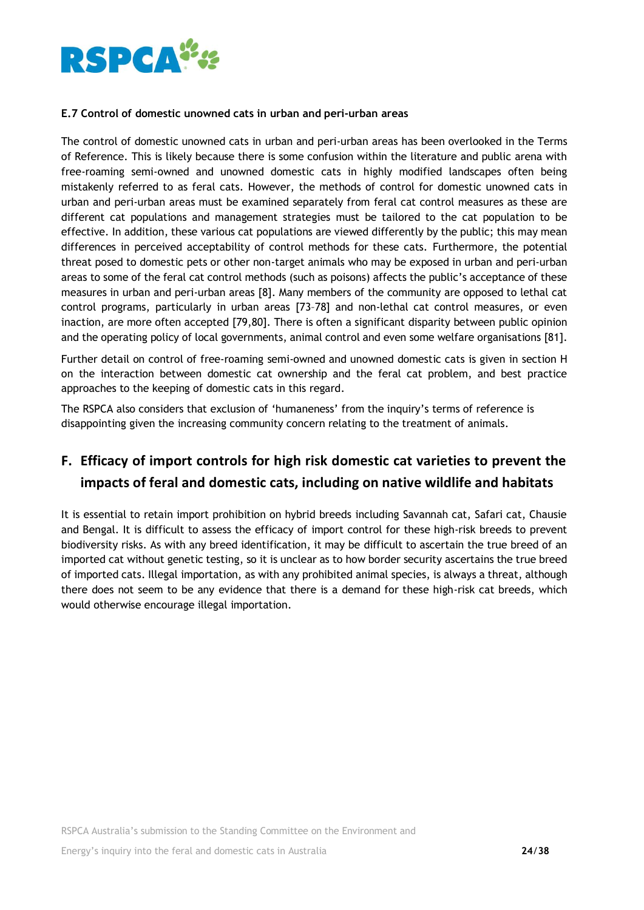### E.7 Control of domestic unowned cats in urban and peri-urban areas

The control of domestic unowned cats in urban and peri-urban areas has been overlooked in the Terms of Reference. This is likely because there is some confusion within the literature and public arena with free-roaming semi-owned and unowned domestic cats in highly modified landscapes often being mistakenly referred to as feral cats. However, the methods of control for domestic unowned cats in urban and peri-urban areas must be examined separately from feral cat control measures as these are different cat populations and management strategies must be tailored to the cat population to be effective. In addition, these various cat populations are viewed differently by the public; this may mean differences in perceived acceptability of control methods for these cats. Furthermore, the potential threat posed to domestic pets or other non-target animals who may be exposed in urban and peri-urban areas to some of the feral cat control methods (such as poisons) affects the public's acceptance of these measures in urban and peri-urban areas [8]. Many members of the community are opposed to lethal cat control programs, particularly in urban areas [73–78] and non-lethal cat control measures, or even inaction, are more often accepted [79,80]. There is often a significant disparity between public opinion and the operating policy of local governments, animal control and even some welfare organisations [81].

Further detail on control of free-roaming semi-owned and unowned domestic cats is given in section H on the interaction between domestic cat ownership and the feral cat problem, and best practice approaches to the keeping of domestic cats in this regard.

The RSPCA also considers that exclusion of 'humaneness' from the inquiry's terms of reference is disappointing given the increasing community concern relating to the treatment of animals.

## F. Efficacy of import controls for high risk domestic cat varieties to prevent the impacts of feral and domestic cats, including on native wildlife and habitats

It is essential to retain import prohibition on hybrid breeds including Savannah cat, Safari cat, Chausie and Bengal. It is difficult to assess the efficacy of import control for these high-risk breeds to prevent biodiversity risks. As with any breed identification, it may be difficult to ascertain the true breed of an imported cat without genetic testing, so it is unclear as to how border security ascertains the true breed of imported cats. Illegal importation, as with any prohibited animal species, is always a threat, although there does not seem to be any evidence that there is a demand for these high-risk cat breeds, which would otherwise encourage illegal importation.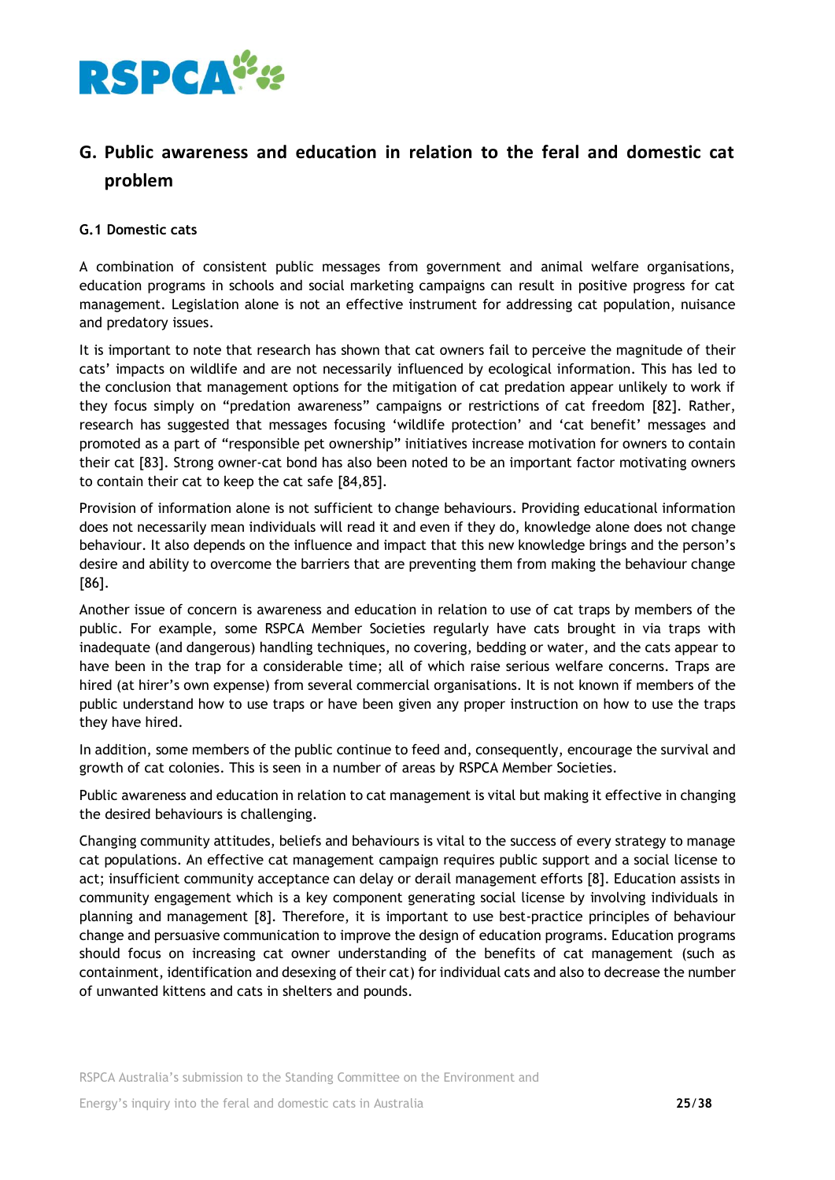## G. Public awareness and education in relation to the feral and domestic cat problem

### G.1 Domestic cats

A combination of consistent public messages from government and animal welfare organisations, education programs in schools and social marketing campaigns can result in positive progress for cat management. Legislation alone is not an effective instrument for addressing cat population, nuisance and predatory issues.

It is important to note that research has shown that cat owners fail to perceive the magnitude of their cats' impacts on wildlife and are not necessarily influenced by ecological information. This has led to the conclusion that management options for the mitigation of cat predation appear unlikely to work if they focus simply on "predation awareness" campaigns or restrictions of cat freedom [82]. Rather, research has suggested that messages focusing 'wildlife protection' and 'cat benefit' messages and promoted as a part of "responsible pet ownership" initiatives increase motivation for owners to contain their cat [83]. Strong owner-cat bond has also been noted to be an important factor motivating owners to contain their cat to keep the cat safe [84,85].

Provision of information alone is not sufficient to change behaviours. Providing educational information does not necessarily mean individuals will read it and even if they do, knowledge alone does not change behaviour. It also depends on the influence and impact that this new knowledge brings and the person's desire and ability to overcome the barriers that are preventing them from making the behaviour change [86].

Another issue of concern is awareness and education in relation to use of cat traps by members of the public. For example, some RSPCA Member Societies regularly have cats brought in via traps with inadequate (and dangerous) handling techniques, no covering, bedding or water, and the cats appear to have been in the trap for a considerable time; all of which raise serious welfare concerns. Traps are hired (at hirer's own expense) from several commercial organisations. It is not known if members of the public understand how to use traps or have been given any proper instruction on how to use the traps they have hired.

In addition, some members of the public continue to feed and, consequently, encourage the survival and growth of cat colonies. This is seen in a number of areas by RSPCA Member Societies.

Public awareness and education in relation to cat management is vital but making it effective in changing the desired behaviours is challenging.

Changing community attitudes, beliefs and behaviours is vital to the success of every strategy to manage cat populations. An effective cat management campaign requires public support and a social license to act; insufficient community acceptance can delay or derail management efforts [8]. Education assists in community engagement which is a key component generating social license by involving individuals in planning and management [8]. Therefore, it is important to use best-practice principles of behaviour change and persuasive communication to improve the design of education programs. Education programs should focus on increasing cat owner understanding of the benefits of cat management (such as containment, identification and desexing of their cat) for individual cats and also to decrease the number of unwanted kittens and cats in shelters and pounds.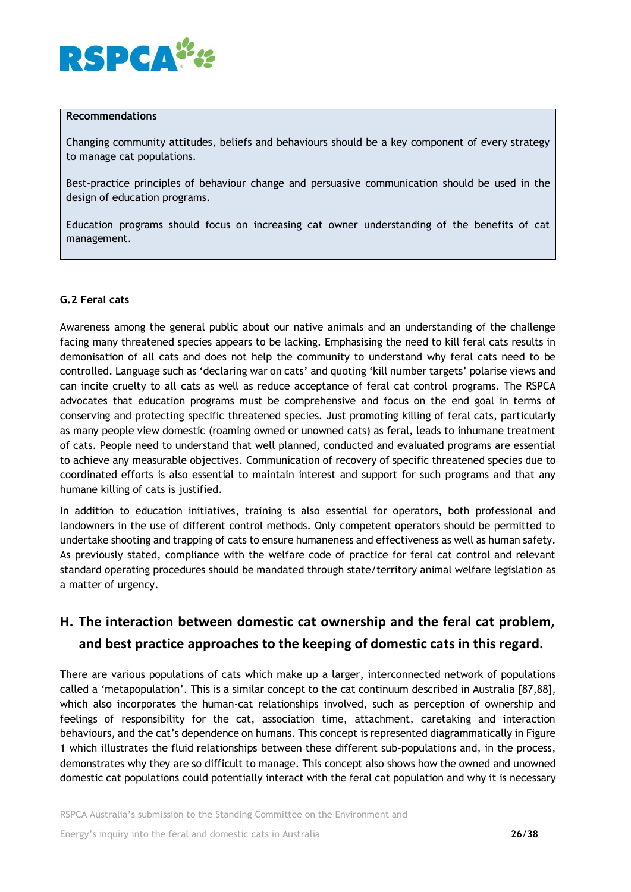**Recommendations**

Changing community attitudes, beliefs and behaviours should be a key component of every strategy to manage cat populations.

Best-practice principles of behaviour change and persuasive communication should be used in the design of education programs.

Education programs should focus on increasing cat owner understanding of the benefits of cat management.

### G.2 Feral cats

Awareness among the general public about our native animals and an understanding of the challenge facing many threatened species appears to be lacking. Emphasising the need to kill feral cats results in demonisation of all cats and does not help the community to understand why feral cats need to be controlled. Language such as 'declaring war on cats' and quoting 'kill number targets' polarise views and can incite cruelty to all cats as well as reduce acceptance of feral cat control programs. The RSPCA advocates that education programs must be comprehensive and focus on the end goal in terms of conserving and protecting specific threatened species. Just promoting killing of feral cats, particularly as many people view domestic (roaming owned or unowned cats) as feral, leads to inhumane treatment of cats. People need to understand that well planned, conducted and evaluated programs are essential to achieve any measurable objectives. Communication of recovery of specific threatened species due to coordinated efforts is also essential to maintain interest and support for such programs and that any humane killing of cats is justified.

In addition to education initiatives, training is also essential for operators, both professional and landowners in the use of different control methods. Only competent operators should be permitted to undertake shooting and trapping of cats to ensure humaneness and effectiveness as well as human safety. As previously stated, compliance with the welfare code of practice for feral cat control and relevant standard operating procedures should be mandated through state/territory animal welfare legislation as a matter of urgency.

## H. The interaction between domestic cat ownership and the feral cat problem, and best practice approaches to the keeping of domestic cats in this regard.

There are various populations of cats which make up a larger, interconnected network of populations called a 'metapopulation'. This is a similar concept to the cat continuum described in Australia [87,88], which also incorporates the human-cat relationships involved, such as perception of ownership and feelings of responsibility for the cat, association time, attachment, caretaking and interaction behaviours, and the cat's dependence on humans. This concept is represented diagrammatically in Figure 1 which illustrates the fluid relationships between these different sub-populations and, in the process, demonstrates why they are so difficult to manage. This concept also shows how the owned and unowned domestic cat populations could potentially interact with the feral cat population and why it is necessary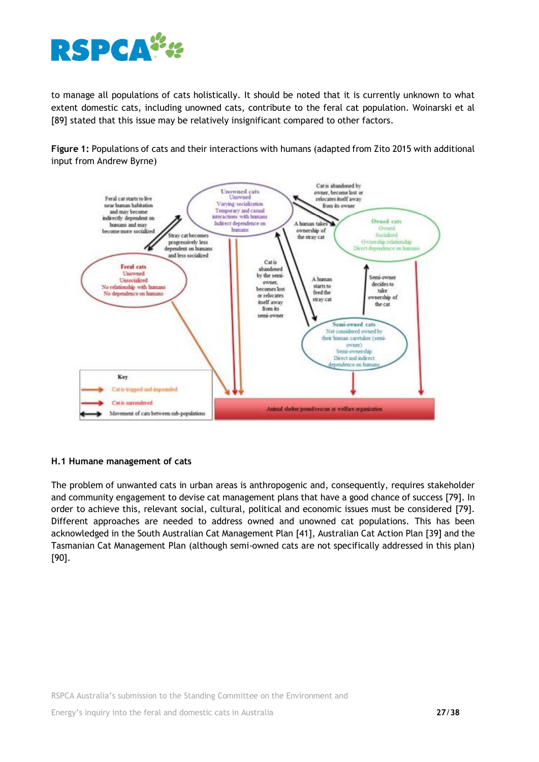to manage all populations of cats holistically. It should be noted that it is currently unknown to what extent domestic cats, including unowned cats, contribute to the feral cat population. Woinarski et al [89] stated that this issue may be relatively insignificant compared to other factors.

**Figure 1:** Populations of cats and their interactions with humans (adapted from Zito 2015 with additional input from Andrew Byrne)

### H.1 Humane management of cats

The problem of unwanted cats in urban areas is anthropogenic and, consequently, requires stakeholder and community engagement to devise cat management plans that have a good chance of success [79]. In order to achieve this, relevant social, cultural, political and economic issues must be considered [79]. Different approaches are needed to address owned and unowned cat populations. This has been acknowledged in the South Australian Cat Management Plan [41], Australian Cat Action Plan [39] and the Tasmanian Cat Management Plan (although semi-owned cats are not specifically addressed in this plan) [90].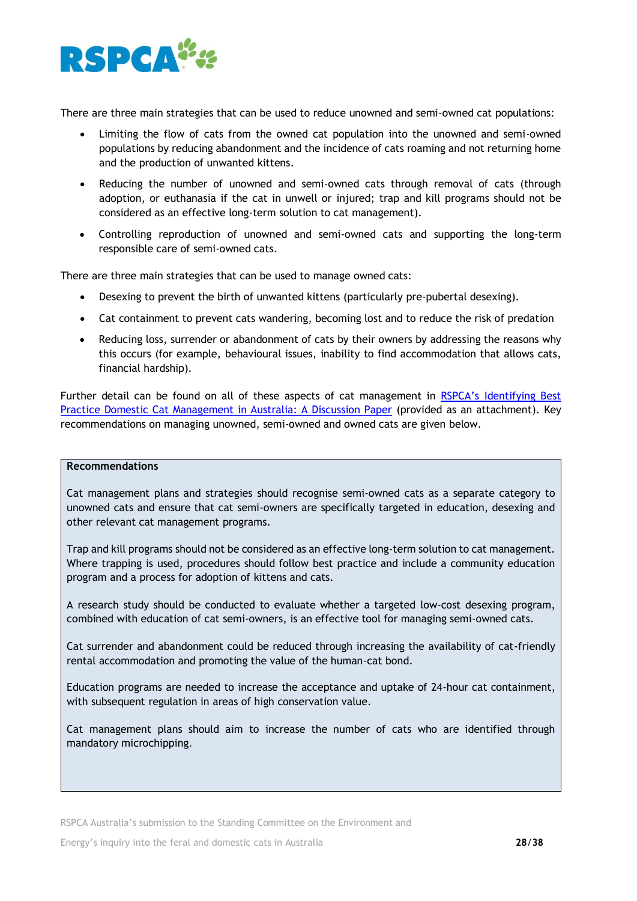There are three main strategies that can be used to reduce unowned and semi-owned cat populations:

- Limiting the flow of cats from the owned cat population into the unowned and semi-owned populations by reducing abandonment and the incidence of cats roaming and not returning home and the production of unwanted kittens.
- Reducing the number of unowned and semi-owned cats through removal of cats (through adoption, or euthanasia if the cat in unwell or injured; trap and kill programs should not be considered as an effective long-term solution to cat management).
- Controlling reproduction of unowned and semi-owned cats and supporting the long-term responsible care of semi-owned cats.

There are three main strategies that can be used to manage owned cats:

- Desexing to prevent the birth of unwanted kittens (particularly pre-pubertal desexing).
- Cat containment to prevent cats wandering, becoming lost and to reduce the risk of predation
- Reducing loss, surrender or abandonment of cats by their owners by addressing the reasons why this occurs (for example, behavioural issues, inability to find accommodation that allows cats, financial hardship).

Further detail can be found on all of these aspects of cat management in RSPCA's Identifying Best Practice Domestic Cat Management in Australia: A Discussion Paper (provided as an attachment). Key recommendations on managing unowned, semi-owned and owned cats are given below.

**Recommendations**

Cat management plans and strategies should recognise semi-owned cats as a separate category to unowned cats and ensure that cat semi-owners are specifically targeted in education, desexing and other relevant cat management programs.

Trap and kill programs should not be considered as an effective long-term solution to cat management. Where trapping is used, procedures should follow best practice and include a community education program and a process for adoption of kittens and cats.

A research study should be conducted to evaluate whether a targeted low-cost desexing program, combined with education of cat semi-owners, is an effective tool for managing semi-owned cats.

Cat surrender and abandonment could be reduced through increasing the availability of cat-friendly rental accommodation and promoting the value of the human-cat bond.

Education programs are needed to increase the acceptance and uptake of 24-hour cat containment, with subsequent regulation in areas of high conservation value.

Cat management plans should aim to increase the number of cats who are identified through mandatory microchipping.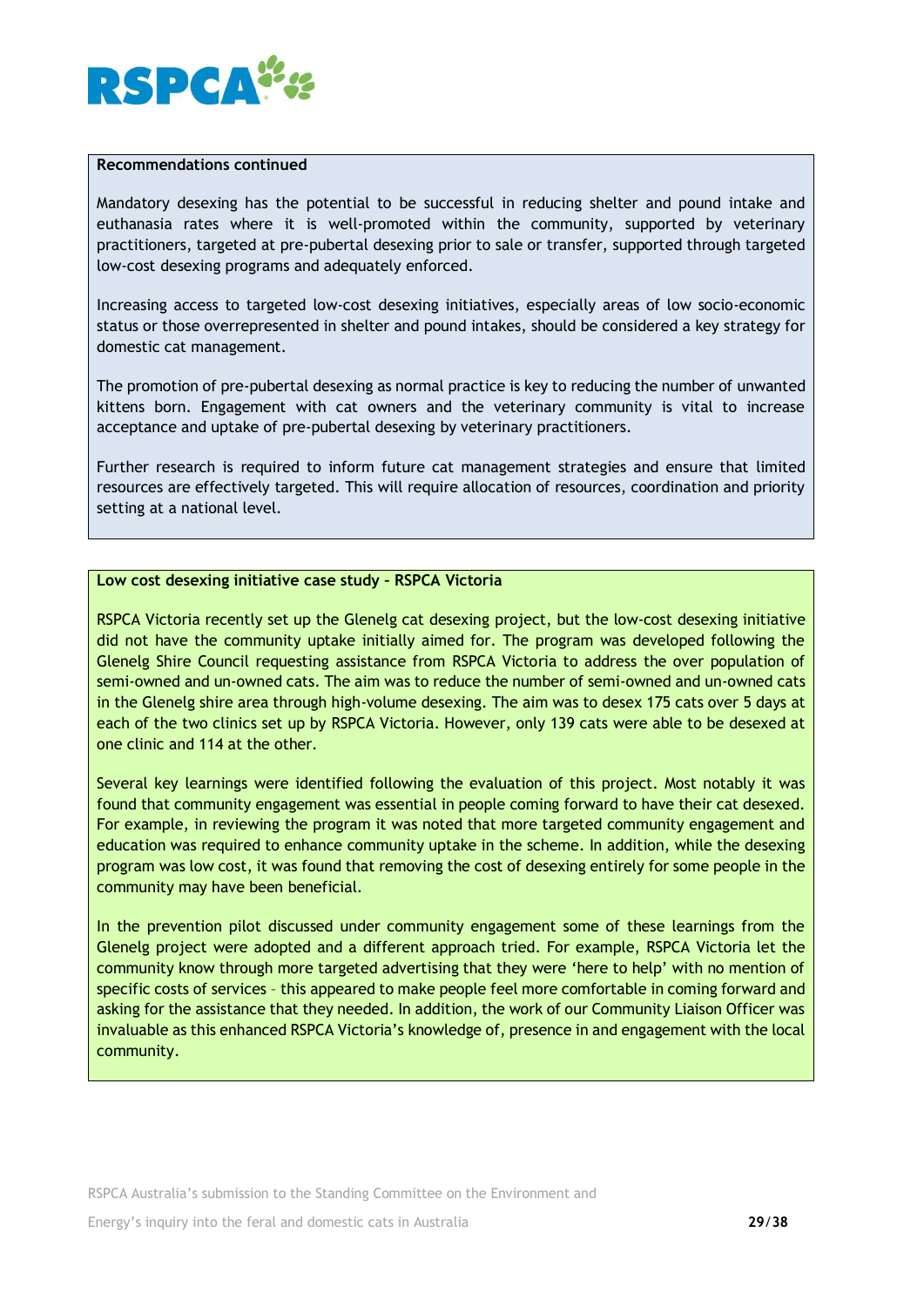**Recommendations continued**

Mandatory desexing has the potential to be successful in reducing shelter and pound intake and euthanasia rates where it is well-promoted within the community, supported by veterinary practitioners, targeted at pre-pubertal desexing prior to sale or transfer, supported through targeted low-cost desexing programs and adequately enforced.

Increasing access to targeted low-cost desexing initiatives, especially areas of low socio-economic status or those overrepresented in shelter and pound intakes, should be considered a key strategy for domestic cat management.

The promotion of pre-pubertal desexing as normal practice is key to reducing the number of unwanted kittens born. Engagement with cat owners and the veterinary community is vital to increase acceptance and uptake of pre-pubertal desexing by veterinary practitioners.

Further research is required to inform future cat management strategies and ensure that limited resources are effectively targeted. This will require allocation of resources, coordination and priority setting at a national level.

**Low cost desexing initiative case study – RSPCA Victoria**

RSPCA Victoria recently set up the Glenelg cat desexing project, but the low-cost desexing initiative did not have the community uptake initially aimed for. The program was developed following the Glenelg Shire Council requesting assistance from RSPCA Victoria to address the over population of semi-owned and un-owned cats. The aim was to reduce the number of semi-owned and un-owned cats in the Glenelg shire area through high-volume desexing. The aim was to desex 175 cats over 5 days at each of the two clinics set up by RSPCA Victoria. However, only 139 cats were able to be desexed at one clinic and 114 at the other.

Several key learnings were identified following the evaluation of this project. Most notably it was found that community engagement was essential in people coming forward to have their cat desexed. For example, in reviewing the program it was noted that more targeted community engagement and education was required to enhance community uptake in the scheme. In addition, while the desexing program was low cost, it was found that removing the cost of desexing entirely for some people in the community may have been beneficial.

In the prevention pilot discussed under community engagement some of these learnings from the Glenelg project were adopted and a different approach tried. For example, RSPCA Victoria let the community know through more targeted advertising that they were 'here to help' with no mention of specific costs of services – this appeared to make people feel more comfortable in coming forward and asking for the assistance that they needed. In addition, the work of our Community Liaison Officer was invaluable as this enhanced RSPCA Victoria's knowledge of, presence in and engagement with the local community.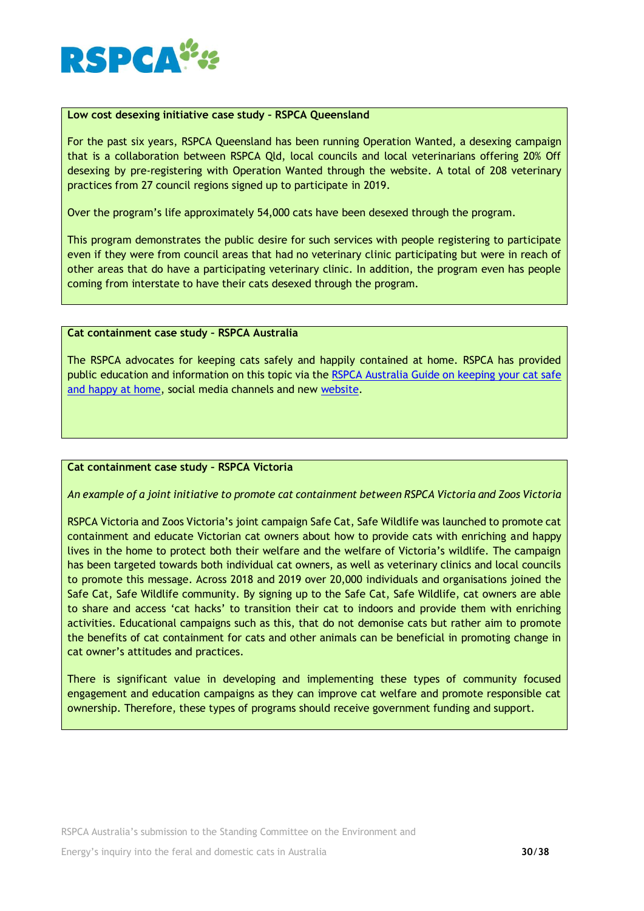**Low cost desexing initiative case study – RSPCA Queensland**

For the past six years, RSPCA Queensland has been running Operation Wanted, a desexing campaign that is a collaboration between RSPCA Qld, local councils and local veterinarians offering 20% Off desexing by pre-registering with Operation Wanted through the website. A total of 208 veterinary practices from 27 council regions signed up to participate in 2019.

Over the program's life approximately 54,000 cats have been desexed through the program.

This program demonstrates the public desire for such services with people registering to participate even if they were from council areas that had no veterinary clinic participating but were in reach of other areas that do have a participating veterinary clinic. In addition, the program even has people coming from interstate to have their cats desexed through the program.

**Cat containment case study – RSPCA Australia**

The RSPCA advocates for keeping cats safely and happily contained at home. RSPCA has provided public education and information on this topic via the RSPCA Australia Guide on keeping your cat safe and happy at home, social media channels and new website.

**Cat containment case study – RSPCA Victoria**

*An example of a joint initiative to promote cat containment between RSPCA Victoria and Zoos Victoria*

RSPCA Victoria and Zoos Victoria's joint campaign Safe Cat, Safe Wildlife was launched to promote cat containment and educate Victorian cat owners about how to provide cats with enriching and happy lives in the home to protect both their welfare and the welfare of Victoria's wildlife. The campaign has been targeted towards both individual cat owners, as well as veterinary clinics and local councils to promote this message. Across 2018 and 2019 over 20,000 individuals and organisations joined the Safe Cat, Safe Wildlife community. By signing up to the Safe Cat, Safe Wildlife, cat owners are able to share and access 'cat hacks' to transition their cat to indoors and provide them with enriching activities. Educational campaigns such as this, that do not demonise cats but rather aim to promote the benefits of cat containment for cats and other animals can be beneficial in promoting change in cat owner's attitudes and practices.

There is significant value in developing and implementing these types of community focused engagement and education campaigns as they can improve cat welfare and promote responsible cat ownership. Therefore, these types of programs should receive government funding and support.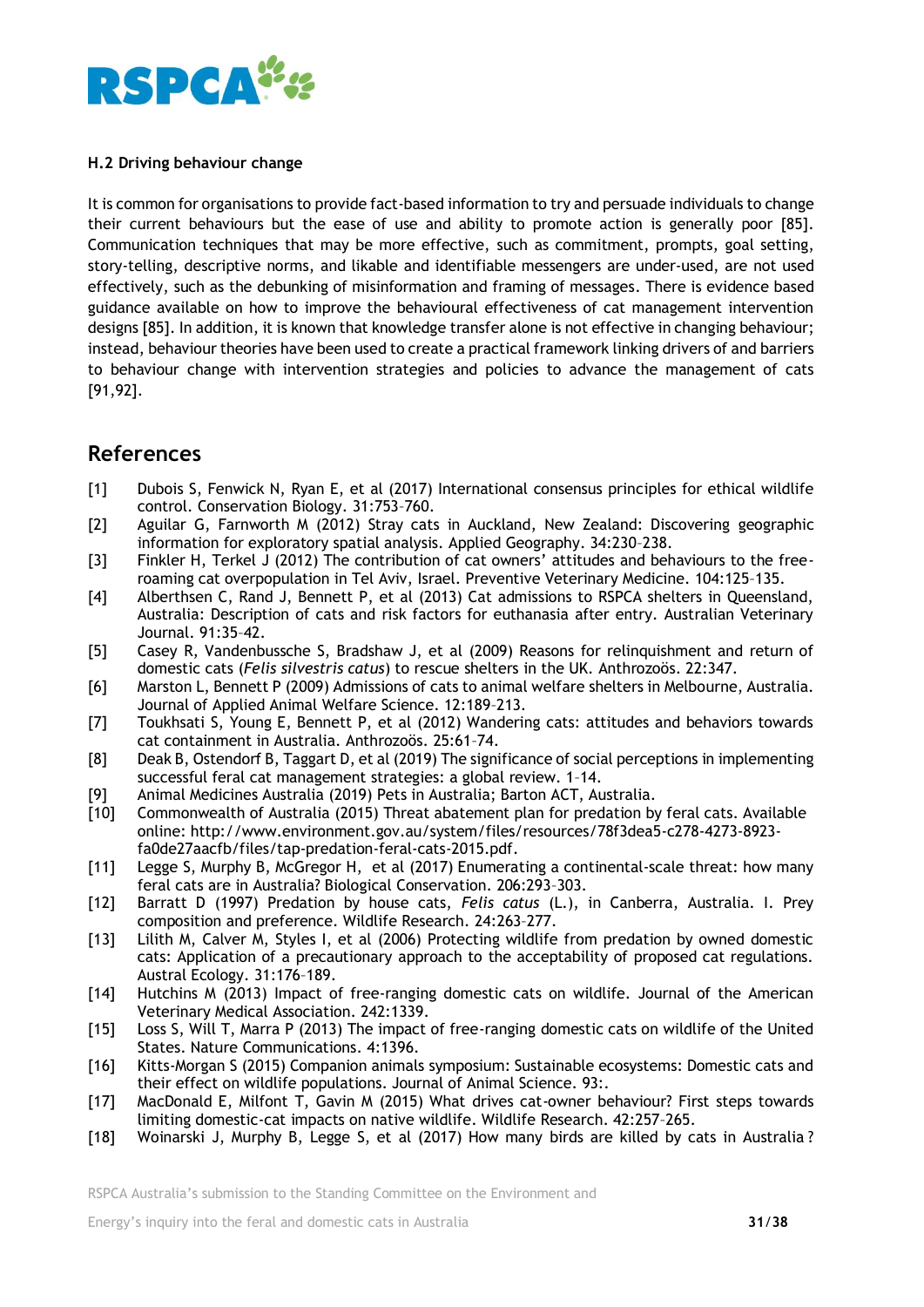### H.2 Driving behaviour change

It is common for organisations to provide fact-based information to try and persuade individuals to change their current behaviours but the ease of use and ability to promote action is generally poor [85]. Communication techniques that may be more effective, such as commitment, prompts, goal setting, story-telling, descriptive norms, and likable and identifiable messengers are under-used, are not used effectively, such as the debunking of misinformation and framing of messages. There is evidence based guidance available on how to improve the behavioural effectiveness of cat management intervention designs [85]. In addition, it is known that knowledge transfer alone is not effective in changing behaviour; instead, behaviour theories have been used to create a practical framework linking drivers of and barriers to behaviour change with intervention strategies and policies to advance the management of cats [91,92].

## References

[1] Dubois S, Fenwick N, Ryan E, et al (2017) International consensus principles for ethical wildlife control. Conservation Biology. 31:753–760.

[2] Aguilar G, Farnworth M (2012) Stray cats in Auckland, New Zealand: Discovering geographic information for exploratory spatial analysis. Applied Geography. 34:230–238.

[3] Finkler H, Terkel J (2012) The contribution of cat owners' attitudes and behaviours to the free-roaming cat overpopulation in Tel Aviv, Israel. Preventive Veterinary Medicine. 104:125–135.

[4] Alberthsen C, Rand J, Bennett P, et al (2013) Cat admissions to RSPCA shelters in Queensland, Australia: Description of cats and risk factors for euthanasia after entry. Australian Veterinary Journal. 91:35–42.

[5] Casey R, Vandenbussche S, Bradshaw J, et al (2009) Reasons for relinquishment and return of domestic cats (*Felis silvestris catus*) to rescue shelters in the UK. Anthrozoös. 22:347.

[6] Marston L, Bennett P (2009) Admissions of cats to animal welfare shelters in Melbourne, Australia. Journal of Applied Animal Welfare Science. 12:189–213.

[7] Toukhsati S, Young E, Bennett P, et al (2012) Wandering cats: attitudes and behaviors towards cat containment in Australia. Anthrozoös. 25:61–74.

[8] Deak B, Ostendorf B, Taggart D, et al (2019) The significance of social perceptions in implementing successful feral cat management strategies: a global review. 1–14.

[9] Animal Medicines Australia (2019) Pets in Australia; Barton ACT, Australia.

[10] Commonwealth of Australia (2015) Threat abatement plan for predation by feral cats. Available online: http://www.environment.gov.au/system/files/resources/78f3dea5-c278-4273-8923-fa0de27aacfb/files/tap-predation-feral-cats-2015.pdf.

[11] Legge S, Murphy B, McGregor H, et al (2017) Enumerating a continental-scale threat: how many feral cats are in Australia? Biological Conservation. 206:293–303.

[12] Barratt D (1997) Predation by house cats, *Felis catus* (L.), in Canberra, Australia. I. Prey composition and preference. Wildlife Research. 24:263–277.

[13] Lilith M, Calver M, Styles I, et al (2006) Protecting wildlife from predation by owned domestic cats: Application of a precautionary approach to the acceptability of proposed cat regulations. Austral Ecology. 31:176–189.

[14] Hutchins M (2013) Impact of free-ranging domestic cats on wildlife. Journal of the American Veterinary Medical Association. 242:1339.

[15] Loss S, Will T, Marra P (2013) The impact of free-ranging domestic cats on wildlife of the United States. Nature Communications. 4:1396.

[16] Kitts-Morgan S (2015) Companion animals symposium: Sustainable ecosystems: Domestic cats and their effect on wildlife populations. Journal of Animal Science. 93:.

[17] MacDonald E, Milfont T, Gavin M (2015) What drives cat-owner behaviour? First steps towards limiting domestic-cat impacts on native wildlife. Wildlife Research. 42:257–265.

[18] Woinarski J, Murphy B, Legge S, et al (2017) How many birds are killed by cats in Australia?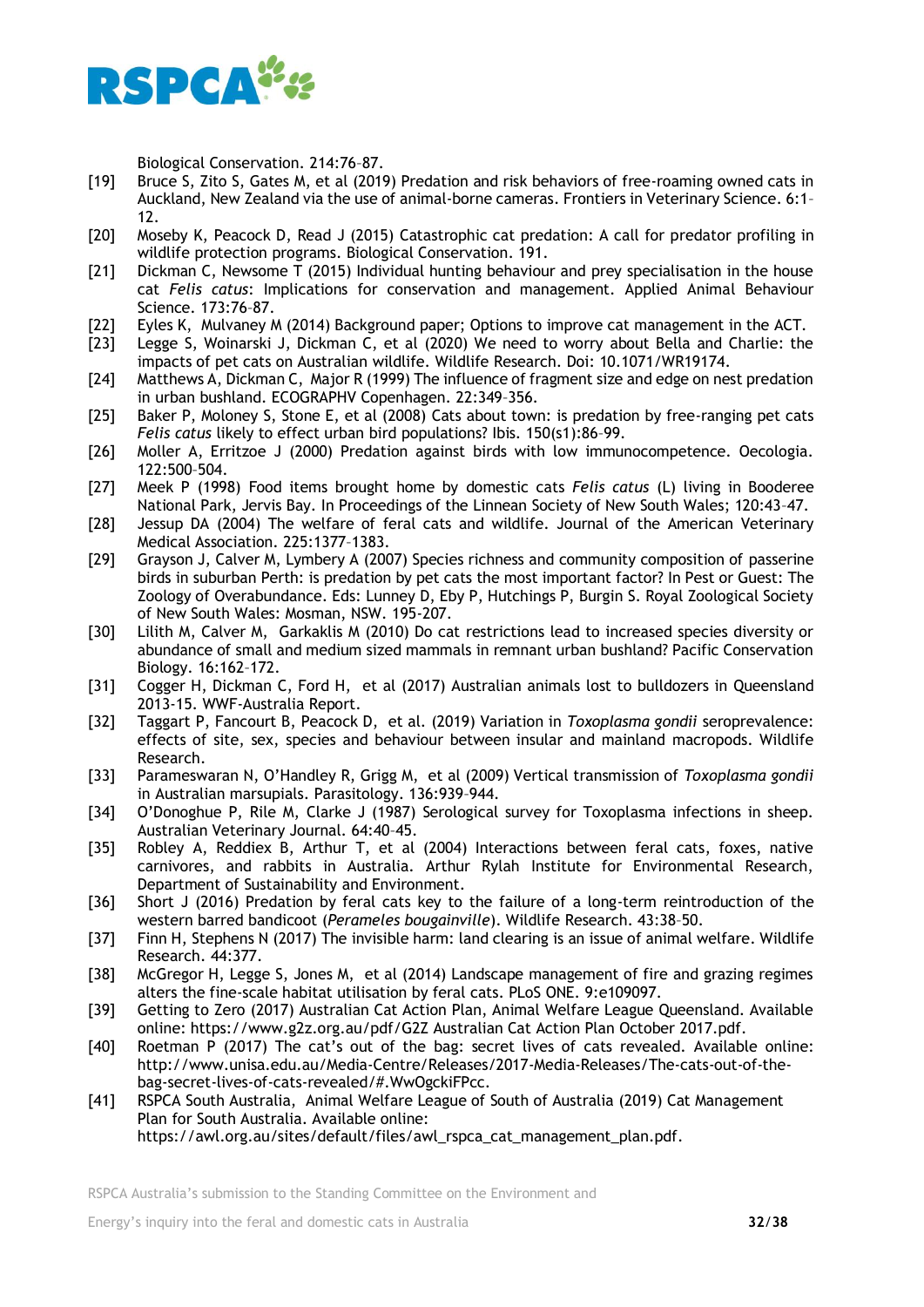Biological Conservation. 214:76–87.

[19] Bruce S, Zito S, Gates M, et al (2019) Predation and risk behaviors of free-roaming owned cats in Auckland, New Zealand via the use of animal-borne cameras. Frontiers in Veterinary Science. 6:1–12.

[20] Moseby K, Peacock D, Read J (2015) Catastrophic cat predation: A call for predator profiling in wildlife protection programs. Biological Conservation. 191.

[21] Dickman C, Newsome T (2015) Individual hunting behaviour and prey specialisation in the house cat *Felis catus*: Implications for conservation and management. Applied Animal Behaviour Science. 173:76–87.

[22] Eyles K, Mulvaney M (2014) Background paper; Options to improve cat management in the ACT.

[23] Legge S, Woinarski J, Dickman C, et al (2020) We need to worry about Bella and Charlie: the impacts of pet cats on Australian wildlife. Wildlife Research. Doi: 10.1071/WR19174.

[24] Matthews A, Dickman C, Major R (1999) The influence of fragment size and edge on nest predation in urban bushland. ECOGRAPHV Copenhagen. 22:349–356.

[25] Baker P, Moloney S, Stone E, et al (2008) Cats about town: is predation by free-ranging pet cats *Felis catus* likely to effect urban bird populations? Ibis. 150(s1):86–99.

[26] Moller A, Erritzoe J (2000) Predation against birds with low immunocompetence. Oecologia. 122:500–504.

[27] Meek P (1998) Food items brought home by domestic cats *Felis catus* (L) living in Booderee National Park, Jervis Bay. In Proceedings of the Linnean Society of New South Wales; 120:43–47.

[28] Jessup DA (2004) The welfare of feral cats and wildlife. Journal of the American Veterinary Medical Association. 225:1377–1383.

[29] Grayson J, Calver M, Lymbery A (2007) Species richness and community composition of passerine birds in suburban Perth: is predation by pet cats the most important factor? In Pest or Guest: The Zoology of Overabundance. Eds: Lunney D, Eby P, Hutchings P, Burgin S. Royal Zoological Society of New South Wales: Mosman, NSW. 195-207.

[30] Lilith M, Calver M, Garkaklis M (2010) Do cat restrictions lead to increased species diversity or abundance of small and medium sized mammals in remnant urban bushland? Pacific Conservation Biology. 16:162–172.

[31] Cogger H, Dickman C, Ford H, et al (2017) Australian animals lost to bulldozers in Queensland 2013-15. WWF-Australia Report.

[32] Taggart P, Fancourt B, Peacock D, et al. (2019) Variation in *Toxoplasma gondii* seroprevalence: effects of site, sex, species and behaviour between insular and mainland macropods. Wildlife Research.

[33] Parameswaran N, O'Handley R, Grigg M, et al (2009) Vertical transmission of *Toxoplasma gondii* in Australian marsupials. Parasitology. 136:939–944.

[34] O'Donoghue P, Rile M, Clarke J (1987) Serological survey for Toxoplasma infections in sheep. Australian Veterinary Journal. 64:40–45.

[35] Robley A, Reddiex B, Arthur T, et al (2004) Interactions between feral cats, foxes, native carnivores, and rabbits in Australia. Arthur Rylah Institute for Environmental Research, Department of Sustainability and Environment.

[36] Short J (2016) Predation by feral cats key to the failure of a long-term reintroduction of the western barred bandicoot (*Perameles bougainville*). Wildlife Research. 43:38–50.

[37] Finn H, Stephens N (2017) The invisible harm: land clearing is an issue of animal welfare. Wildlife Research. 44:377.

[38] McGregor H, Legge S, Jones M, et al (2014) Landscape management of fire and grazing regimes alters the fine-scale habitat utilisation by feral cats. PLoS ONE. 9:e109097.

[39] Getting to Zero (2017) Australian Cat Action Plan, Animal Welfare League Queensland. Available online: https://www.g2z.org.au/pdf/G2Z Australian Cat Action Plan October 2017.pdf.

[40] Roetman P (2017) The cat's out of the bag: secret lives of cats revealed. Available online: http://www.unisa.edu.au/Media-Centre/Releases/2017-Media-Releases/The-cats-out-of-the-bag-secret-lives-of-cats-revealed/#.WwOgckiFPcc.

[41] RSPCA South Australia, Animal Welfare League of South of Australia (2019) Cat Management Plan for South Australia. Available online: https://awl.org.au/sites/default/files/awl_rspca_cat_management_plan.pdf.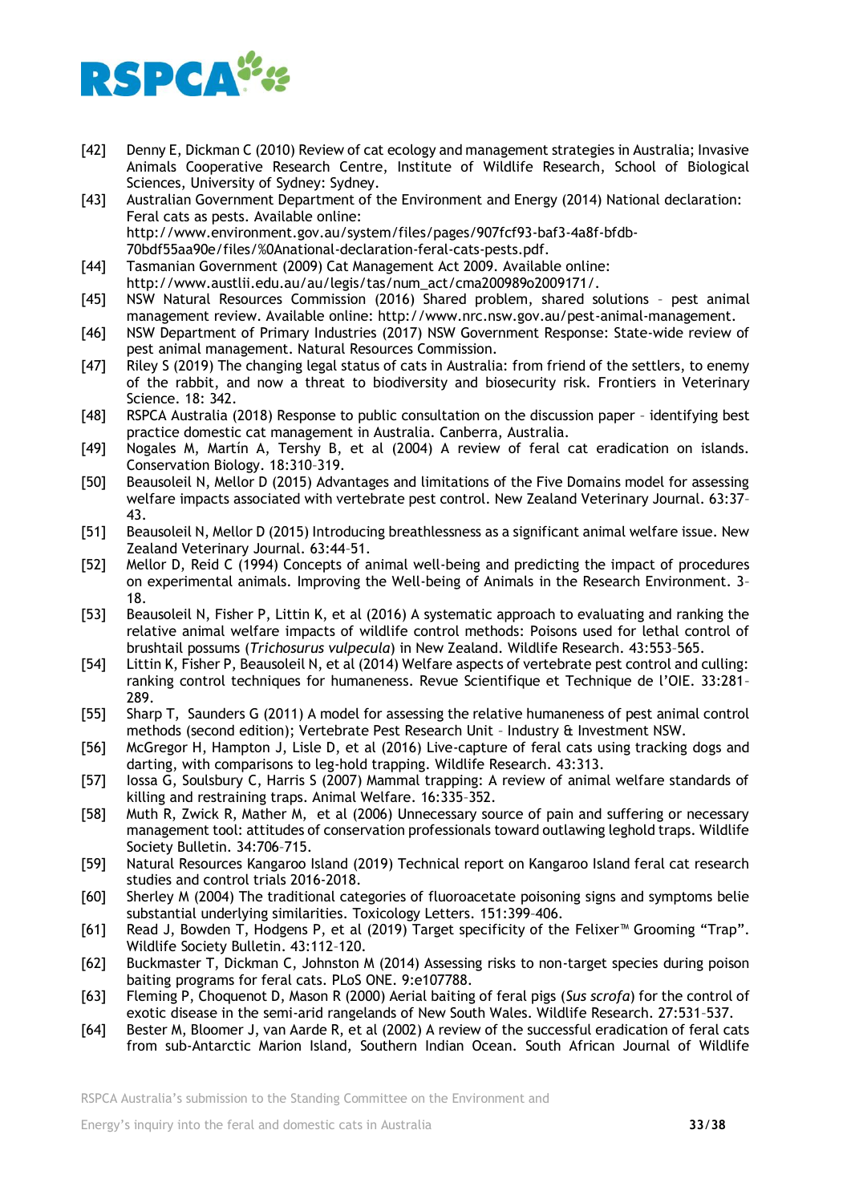[42] Denny E, Dickman C (2010) Review of cat ecology and management strategies in Australia; Invasive Animals Cooperative Research Centre, Institute of Wildlife Research, School of Biological Sciences, University of Sydney: Sydney.

[43] Australian Government Department of the Environment and Energy (2014) National declaration: Feral cats as pests. Available online: http://www.environment.gov.au/system/files/pages/907fcf93-baf3-4a8f-bfdb-70bdf55aa90e/files/%0Anational-declaration-feral-cats-pests.pdf.

[44] Tasmanian Government (2009) Cat Management Act 2009. Available online: http://www.austlii.edu.au/au/legis/tas/num_act/cma200989o2009171/.

[45] NSW Natural Resources Commission (2016) Shared problem, shared solutions – pest animal management review. Available online: http://www.nrc.nsw.gov.au/pest-animal-management.

[46] NSW Department of Primary Industries (2017) NSW Government Response: State-wide review of pest animal management. Natural Resources Commission.

[47] Riley S (2019) The changing legal status of cats in Australia: from friend of the settlers, to enemy of the rabbit, and now a threat to biodiversity and biosecurity risk. Frontiers in Veterinary Science. 18: 342.

[48] RSPCA Australia (2018) Response to public consultation on the discussion paper – identifying best practice domestic cat management in Australia. Canberra, Australia.

[49] Nogales M, Martín A, Tershy B, et al (2004) A review of feral cat eradication on islands. Conservation Biology. 18:310–319.

[50] Beausoleil N, Mellor D (2015) Advantages and limitations of the Five Domains model for assessing welfare impacts associated with vertebrate pest control. New Zealand Veterinary Journal. 63:37–43.

[51] Beausoleil N, Mellor D (2015) Introducing breathlessness as a significant animal welfare issue. New Zealand Veterinary Journal. 63:44–51.

[52] Mellor D, Reid C (1994) Concepts of animal well-being and predicting the impact of procedures on experimental animals. Improving the Well-being of Animals in the Research Environment. 3–18.

[53] Beausoleil N, Fisher P, Littin K, et al (2016) A systematic approach to evaluating and ranking the relative animal welfare impacts of wildlife control methods: Poisons used for lethal control of brushtail possums (*Trichosurus vulpecula*) in New Zealand. Wildlife Research. 43:553–565.

[54] Littin K, Fisher P, Beausoleil N, et al (2014) Welfare aspects of vertebrate pest control and culling: ranking control techniques for humaneness. Revue Scientifique et Technique de l'OIE. 33:281–289.

[55] Sharp T, Saunders G (2011) A model for assessing the relative humaneness of pest animal control methods (second edition); Vertebrate Pest Research Unit – Industry & Investment NSW.

[56] McGregor H, Hampton J, Lisle D, et al (2016) Live-capture of feral cats using tracking dogs and darting, with comparisons to leg-hold trapping. Wildlife Research. 43:313.

[57] Iossa G, Soulsbury C, Harris S (2007) Mammal trapping: A review of animal welfare standards of killing and restraining traps. Animal Welfare. 16:335–352.

[58] Muth R, Zwick R, Mather M, et al (2006) Unnecessary source of pain and suffering or necessary management tool: attitudes of conservation professionals toward outlawing leghold traps. Wildlife Society Bulletin. 34:706–715.

[59] Natural Resources Kangaroo Island (2019) Technical report on Kangaroo Island feral cat research studies and control trials 2016-2018.

[60] Sherley M (2004) The traditional categories of fluoroacetate poisoning signs and symptoms belie substantial underlying similarities. Toxicology Letters. 151:399–406.

[61] Read J, Bowden T, Hodgens P, et al (2019) Target specificity of the Felixer™ Grooming "Trap". Wildlife Society Bulletin. 43:112–120.

[62] Buckmaster T, Dickman C, Johnston M (2014) Assessing risks to non-target species during poison baiting programs for feral cats. PLoS ONE. 9:e107788.

[63] Fleming P, Choquenot D, Mason R (2000) Aerial baiting of feral pigs (*Sus scrofa*) for the control of exotic disease in the semi-arid rangelands of New South Wales. Wildlife Research. 27:531–537.

[64] Bester M, Bloomer J, van Aarde R, et al (2002) A review of the successful eradication of feral cats from sub-Antarctic Marion Island, Southern Indian Ocean. South African Journal of Wildlife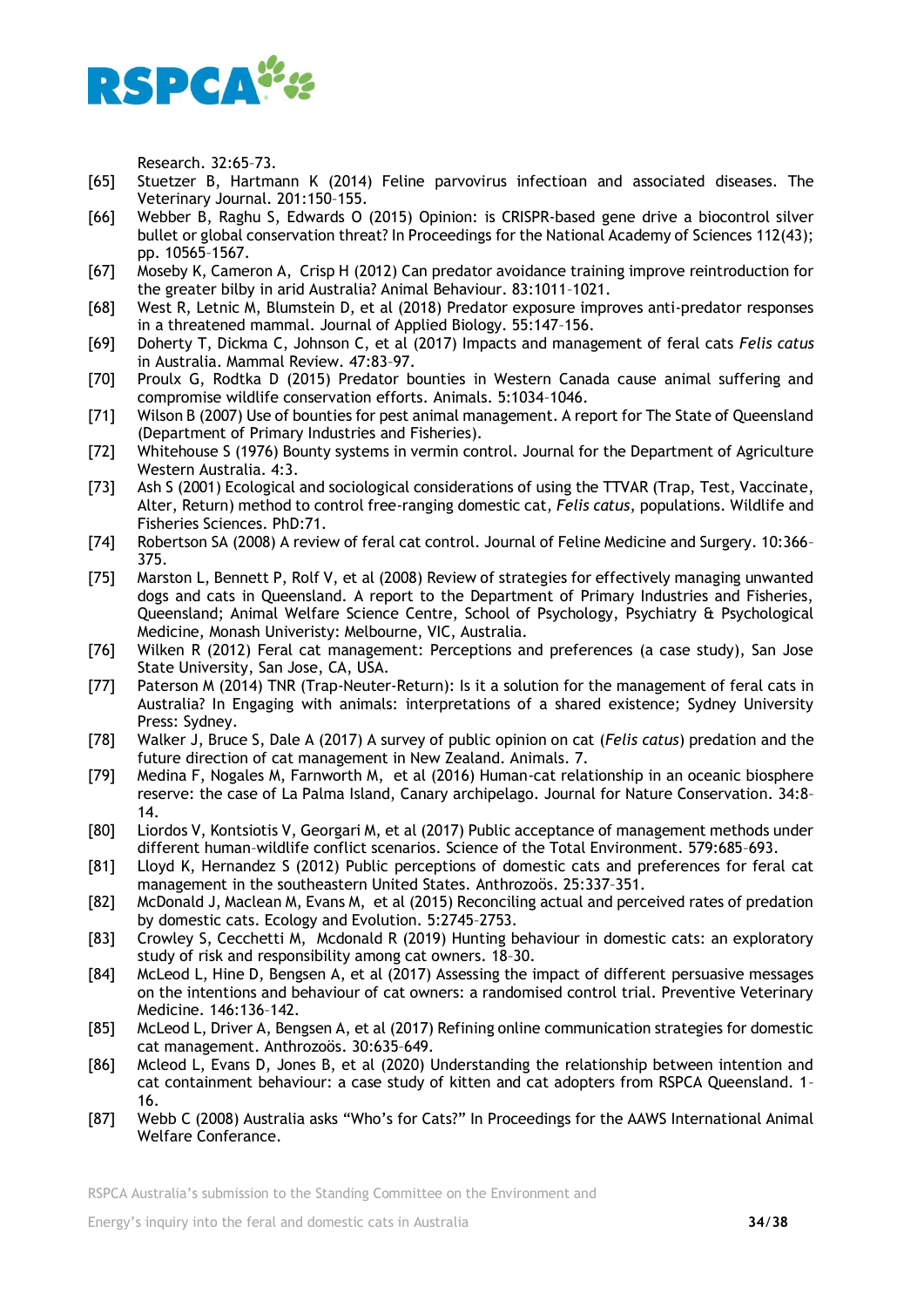Research. 32:65–73.

[65] Stuetzer B, Hartmann K (2014) Feline parvovirus infectioan and associated diseases. The Veterinary Journal. 201:150–155.

[66] Webber B, Raghu S, Edwards O (2015) Opinion: is CRISPR-based gene drive a biocontrol silver bullet or global conservation threat? In Proceedings for the National Academy of Sciences 112(43); pp. 10565–1567.

[67] Moseby K, Cameron A, Crisp H (2012) Can predator avoidance training improve reintroduction for the greater bilby in arid Australia? Animal Behaviour. 83:1011–1021.

[68] West R, Letnic M, Blumstein D, et al (2018) Predator exposure improves anti-predator responses in a threatened mammal. Journal of Applied Biology. 55:147–156.

[69] Doherty T, Dickma C, Johnson C, et al (2017) Impacts and management of feral cats *Felis catus* in Australia. Mammal Review. 47:83–97.

[70] Proulx G, Rodtka D (2015) Predator bounties in Western Canada cause animal suffering and compromise wildlife conservation efforts. Animals. 5:1034–1046.

[71] Wilson B (2007) Use of bounties for pest animal management. A report for The State of Queensland (Department of Primary Industries and Fisheries).

[72] Whitehouse S (1976) Bounty systems in vermin control. Journal for the Department of Agriculture Western Australia. 4:3.

[73] Ash S (2001) Ecological and sociological considerations of using the TTVAR (Trap, Test, Vaccinate, Alter, Return) method to control free-ranging domestic cat, *Felis catus*, populations. Wildlife and Fisheries Sciences. PhD:71.

[74] Robertson SA (2008) A review of feral cat control. Journal of Feline Medicine and Surgery. 10:366–375.

[75] Marston L, Bennett P, Rolf V, et al (2008) Review of strategies for effectively managing unwanted dogs and cats in Queensland. A report to the Department of Primary Industries and Fisheries, Queensland; Animal Welfare Science Centre, School of Psychology, Psychiatry & Psychological Medicine, Monash Univeristy: Melbourne, VIC, Australia.

[76] Wilken R (2012) Feral cat management: Perceptions and preferences (a case study), San Jose State University, San Jose, CA, USA.

[77] Paterson M (2014) TNR (Trap-Neuter-Return): Is it a solution for the management of feral cats in Australia? In Engaging with animals: interpretations of a shared existence; Sydney University Press: Sydney.

[78] Walker J, Bruce S, Dale A (2017) A survey of public opinion on cat (*Felis catus*) predation and the future direction of cat management in New Zealand. Animals. 7.

[79] Medina F, Nogales M, Farnworth M, et al (2016) Human-cat relationship in an oceanic biosphere reserve: the case of La Palma Island, Canary archipelago. Journal for Nature Conservation. 34:8–14.

[80] Liordos V, Kontsiotis V, Georgari M, et al (2017) Public acceptance of management methods under different human–wildlife conflict scenarios. Science of the Total Environment. 579:685–693.

[81] Lloyd K, Hernandez S (2012) Public perceptions of domestic cats and preferences for feral cat management in the southeastern United States. Anthrozoös. 25:337–351.

[82] McDonald J, Maclean M, Evans M, et al (2015) Reconciling actual and perceived rates of predation by domestic cats. Ecology and Evolution. 5:2745–2753.

[83] Crowley S, Cecchetti M, Mcdonald R (2019) Hunting behaviour in domestic cats: an exploratory study of risk and responsibility among cat owners. 18–30.

[84] McLeod L, Hine D, Bengsen A, et al (2017) Assessing the impact of different persuasive messages on the intentions and behaviour of cat owners: a randomised control trial. Preventive Veterinary Medicine. 146:136–142.

[85] McLeod L, Driver A, Bengsen A, et al (2017) Refining online communication strategies for domestic cat management. Anthrozoös. 30:635–649.

[86] Mcleod L, Evans D, Jones B, et al (2020) Understanding the relationship between intention and cat containment behaviour: a case study of kitten and cat adopters from RSPCA Queensland. 1–16.

[87] Webb C (2008) Australia asks "Who's for Cats?" In Proceedings for the AAWS International Animal Welfare Conferance.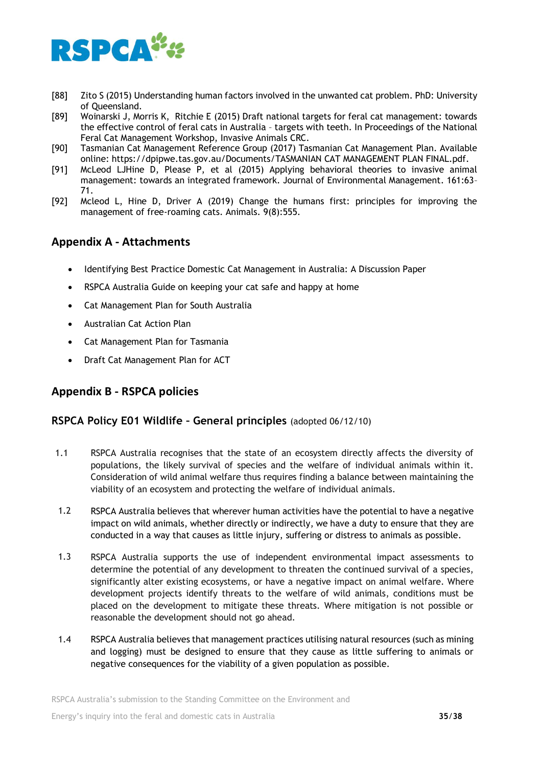[88] Zito S (2015) Understanding human factors involved in the unwanted cat problem. PhD: University of Queensland.

[89] Woinarski J, Morris K, Ritchie E (2015) Draft national targets for feral cat management: towards the effective control of feral cats in Australia – targets with teeth. In Proceedings of the National Feral Cat Management Workshop, Invasive Animals CRC.

[90] Tasmanian Cat Management Reference Group (2017) Tasmanian Cat Management Plan. Available online: https://dpipwe.tas.gov.au/Documents/TASMANIAN CAT MANAGEMENT PLAN FINAL.pdf.

[91] McLeod LJHine D, Please P, et al (2015) Applying behavioral theories to invasive animal management: towards an integrated framework. Journal of Environmental Management. 161:63–71.

[92] Mcleod L, Hine D, Driver A (2019) Change the humans first: principles for improving the management of free-roaming cats. Animals. 9(8):555.

## Appendix A - Attachments

- Identifying Best Practice Domestic Cat Management in Australia: A Discussion Paper
- RSPCA Australia Guide on keeping your cat safe and happy at home
- Cat Management Plan for South Australia
- Australian Cat Action Plan
- Cat Management Plan for Tasmania
- Draft Cat Management Plan for ACT

## Appendix B - RSPCA policies

### RSPCA Policy E01 Wildlife – General principles (adopted 06/12/10)

1.1 RSPCA Australia recognises that the state of an ecosystem directly affects the diversity of populations, the likely survival of species and the welfare of individual animals within it. Consideration of wild animal welfare thus requires finding a balance between maintaining the viability of an ecosystem and protecting the welfare of individual animals.

1.2 RSPCA Australia believes that wherever human activities have the potential to have a negative impact on wild animals, whether directly or indirectly, we have a duty to ensure that they are conducted in a way that causes as little injury, suffering or distress to animals as possible.

1.3 RSPCA Australia supports the use of independent environmental impact assessments to determine the potential of any development to threaten the continued survival of a species, significantly alter existing ecosystems, or have a negative impact on animal welfare. Where development projects identify threats to the welfare of wild animals, conditions must be placed on the development to mitigate these threats. Where mitigation is not possible or reasonable the development should not go ahead.

1.4 RSPCA Australia believes that management practices utilising natural resources (such as mining and logging) must be designed to ensure that they cause as little suffering to animals or negative consequences for the viability of a given population as possible.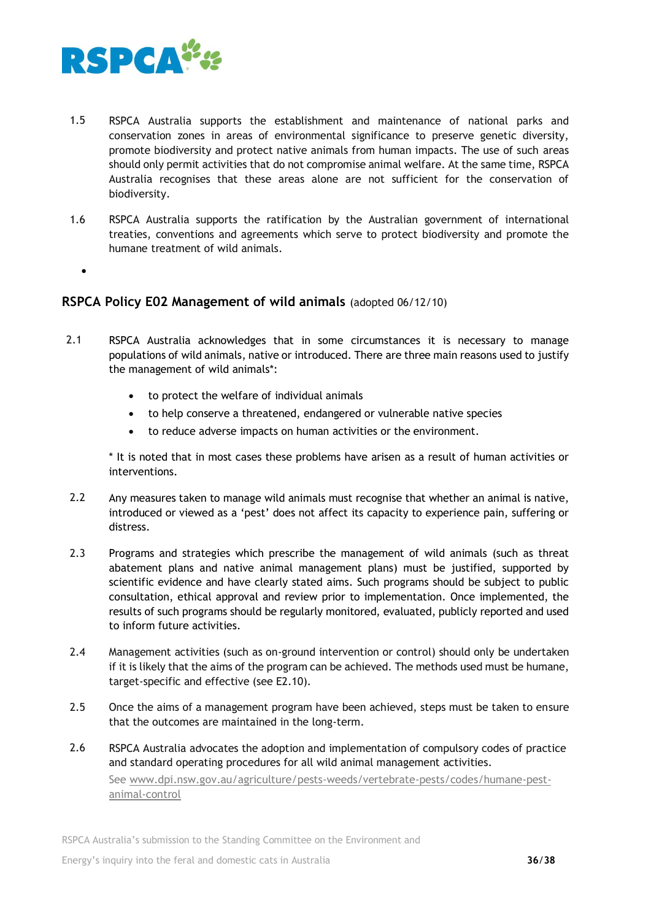1.5 RSPCA Australia supports the establishment and maintenance of national parks and conservation zones in areas of environmental significance to preserve genetic diversity, promote biodiversity and protect native animals from human impacts. The use of such areas should only permit activities that do not compromise animal welfare. At the same time, RSPCA Australia recognises that these areas alone are not sufficient for the conservation of biodiversity.

1.6 RSPCA Australia supports the ratification by the Australian government of international treaties, conventions and agreements which serve to protect biodiversity and promote the humane treatment of wild animals.

## RSPCA Policy E02 Management of wild animals (adopted 06/12/10)

2.1 RSPCA Australia acknowledges that in some circumstances it is necessary to manage populations of wild animals, native or introduced. There are three main reasons used to justify the management of wild animals*:

- to protect the welfare of individual animals
- to help conserve a threatened, endangered or vulnerable native species
- to reduce adverse impacts on human activities or the environment.

* It is noted that in most cases these problems have arisen as a result of human activities or interventions.

2.2 Any measures taken to manage wild animals must recognise that whether an animal is native, introduced or viewed as a 'pest' does not affect its capacity to experience pain, suffering or distress.

2.3 Programs and strategies which prescribe the management of wild animals (such as threat abatement plans and native animal management plans) must be justified, supported by scientific evidence and have clearly stated aims. Such programs should be subject to public consultation, ethical approval and review prior to implementation. Once implemented, the results of such programs should be regularly monitored, evaluated, publicly reported and used to inform future activities.

2.4 Management activities (such as on-ground intervention or control) should only be undertaken if it is likely that the aims of the program can be achieved. The methods used must be humane, target-specific and effective (see E2.10).

2.5 Once the aims of a management program have been achieved, steps must be taken to ensure that the outcomes are maintained in the long-term.

2.6 RSPCA Australia advocates the adoption and implementation of compulsory codes of practice and standard operating procedures for all wild animal management activities.
See www.dpi.nsw.gov.au/agriculture/pests-weeds/vertebrate-pests/codes/humane-pest-animal-control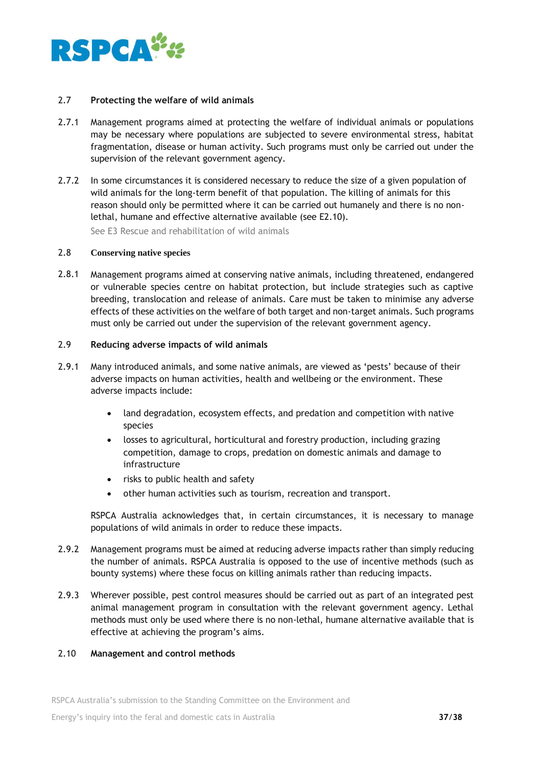## 2.7 Protecting the welfare of wild animals

2.7.1 Management programs aimed at protecting the welfare of individual animals or populations may be necessary where populations are subjected to severe environmental stress, habitat fragmentation, disease or human activity. Such programs must only be carried out under the supervision of the relevant government agency.

2.7.2 In some circumstances it is considered necessary to reduce the size of a given population of wild animals for the long-term benefit of that population. The killing of animals for this reason should only be permitted where it can be carried out humanely and there is no non-lethal, humane and effective alternative available (see E2.10).

See E3 Rescue and rehabilitation of wild animals

## 2.8 Conserving native species

2.8.1 Management programs aimed at conserving native animals, including threatened, endangered or vulnerable species centre on habitat protection, but include strategies such as captive breeding, translocation and release of animals. Care must be taken to minimise any adverse effects of these activities on the welfare of both target and non-target animals. Such programs must only be carried out under the supervision of the relevant government agency.

## 2.9 Reducing adverse impacts of wild animals

2.9.1 Many introduced animals, and some native animals, are viewed as 'pests' because of their adverse impacts on human activities, health and wellbeing or the environment. These adverse impacts include:

- land degradation, ecosystem effects, and predation and competition with native species
- losses to agricultural, horticultural and forestry production, including grazing competition, damage to crops, predation on domestic animals and damage to infrastructure
- risks to public health and safety
- other human activities such as tourism, recreation and transport.

RSPCA Australia acknowledges that, in certain circumstances, it is necessary to manage populations of wild animals in order to reduce these impacts.

2.9.2 Management programs must be aimed at reducing adverse impacts rather than simply reducing the number of animals. RSPCA Australia is opposed to the use of incentive methods (such as bounty systems) where these focus on killing animals rather than reducing impacts.

2.9.3 Wherever possible, pest control measures should be carried out as part of an integrated pest animal management program in consultation with the relevant government agency. Lethal methods must only be used where there is no non-lethal, humane alternative available that is effective at achieving the program's aims.

## 2.10 Management and control methods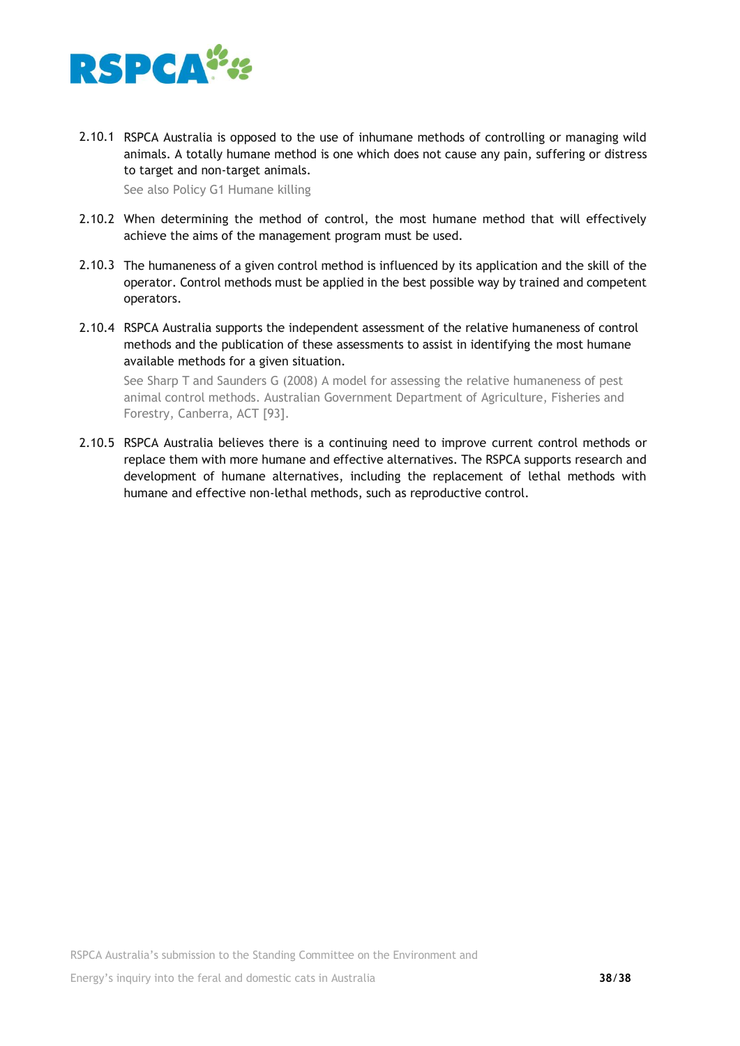2.10.1 RSPCA Australia is opposed to the use of inhumane methods of controlling or managing wild animals. A totally humane method is one which does not cause any pain, suffering or distress to target and non-target animals.

See also Policy G1 Humane killing

2.10.2 When determining the method of control, the most humane method that will effectively achieve the aims of the management program must be used.

2.10.3 The humaneness of a given control method is influenced by its application and the skill of the operator. Control methods must be applied in the best possible way by trained and competent operators.

2.10.4 RSPCA Australia supports the independent assessment of the relative humaneness of control methods and the publication of these assessments to assist in identifying the most humane available methods for a given situation.

See Sharp T and Saunders G (2008) A model for assessing the relative humaneness of pest animal control methods. Australian Government Department of Agriculture, Fisheries and Forestry, Canberra, ACT [93].

2.10.5 RSPCA Australia believes there is a continuing need to improve current control methods or replace them with more humane and effective alternatives. The RSPCA supports research and development of humane alternatives, including the replacement of lethal methods with humane and effective non-lethal methods, such as reproductive control.